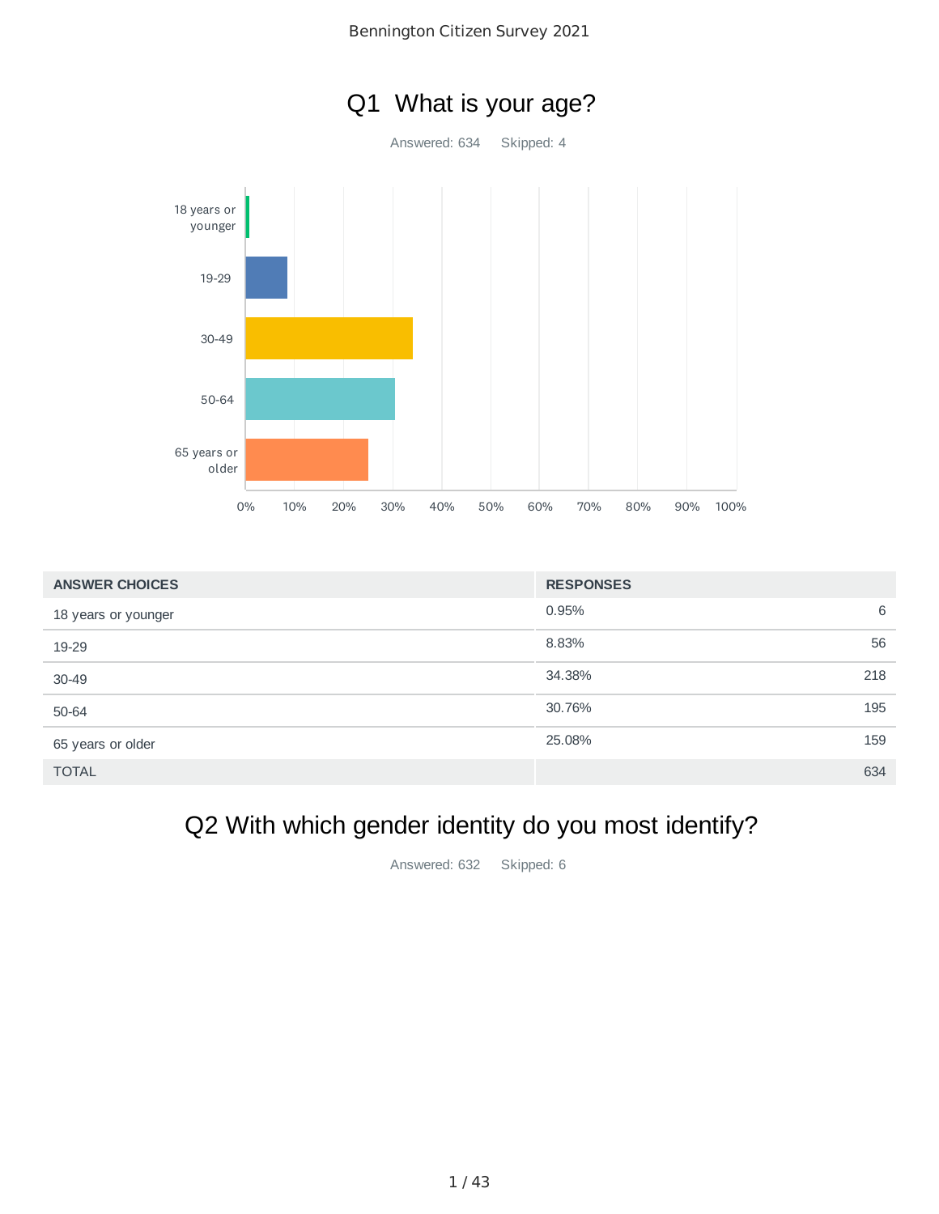# Q1 What is your age?

Answered: 634 Skipped: 4

| ANSWER CHOICES | RESPONSES | |
|---|---|---|
| 18 years or younger | 0.95% | 6 |
| 19-29 | 8.83% | 56 |
| 30-49 | 34.38% | 218 |
| 50-64 | 30.76% | 195 |
| 65 years or older | 25.08% | 159 |
| TOTAL | | 634 |

# Q2 With which gender identity do you most identify?

Answered: 632 Skipped: 6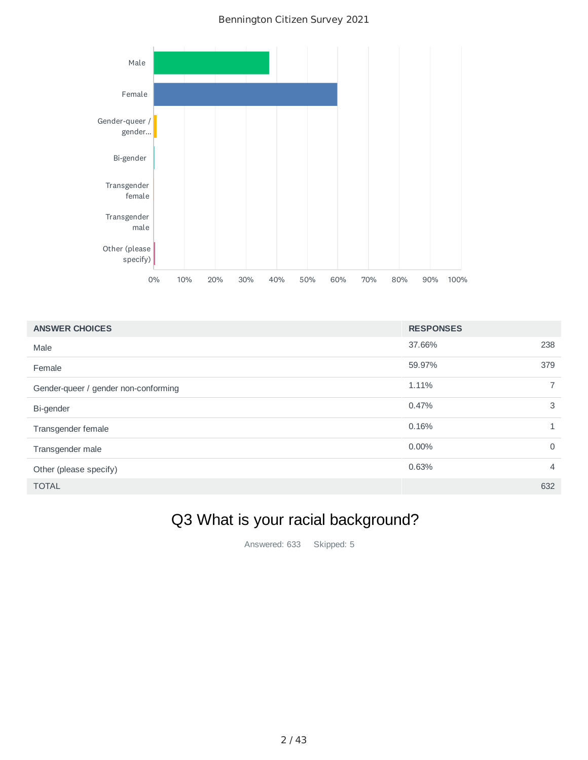| ANSWER CHOICES | RESPONSES | |
|---|---|---|
| Male | 37.66% | 238 |
| Female | 59.97% | 379 |
| Gender-queer / gender non-conforming | 1.11% | 7 |
| Bi-gender | 0.47% | 3 |
| Transgender female | 0.16% | 1 |
| Transgender male | 0.00% | 0 |
| Other (please specify) | 0.63% | 4 |
| TOTAL | | 632 |

## Q3 What is your racial background?

Answered: 633 Skipped: 5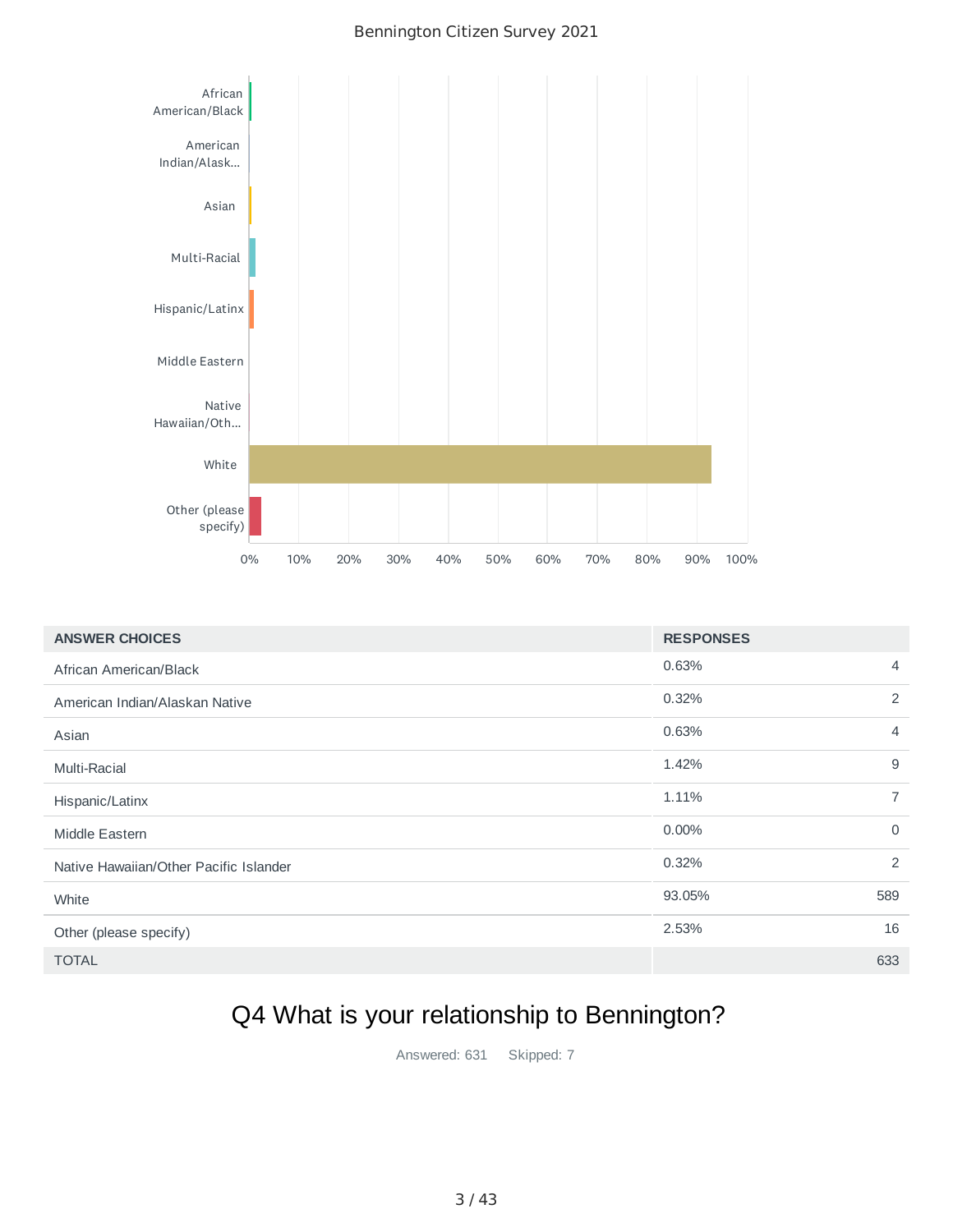| ANSWER CHOICES | RESPONSES | |
|---|---|---|
| African American/Black | 0.63% | 4 |
| American Indian/Alaskan Native | 0.32% | 2 |
| Asian | 0.63% | 4 |
| Multi-Racial | 1.42% | 9 |
| Hispanic/Latinx | 1.11% | 7 |
| Middle Eastern | 0.00% | 0 |
| Native Hawaiian/Other Pacific Islander | 0.32% | 2 |
| White | 93.05% | 589 |
| Other (please specify) | 2.53% | 16 |
| TOTAL | | 633 |

## Q4 What is your relationship to Bennington?

Answered: 631 Skipped: 7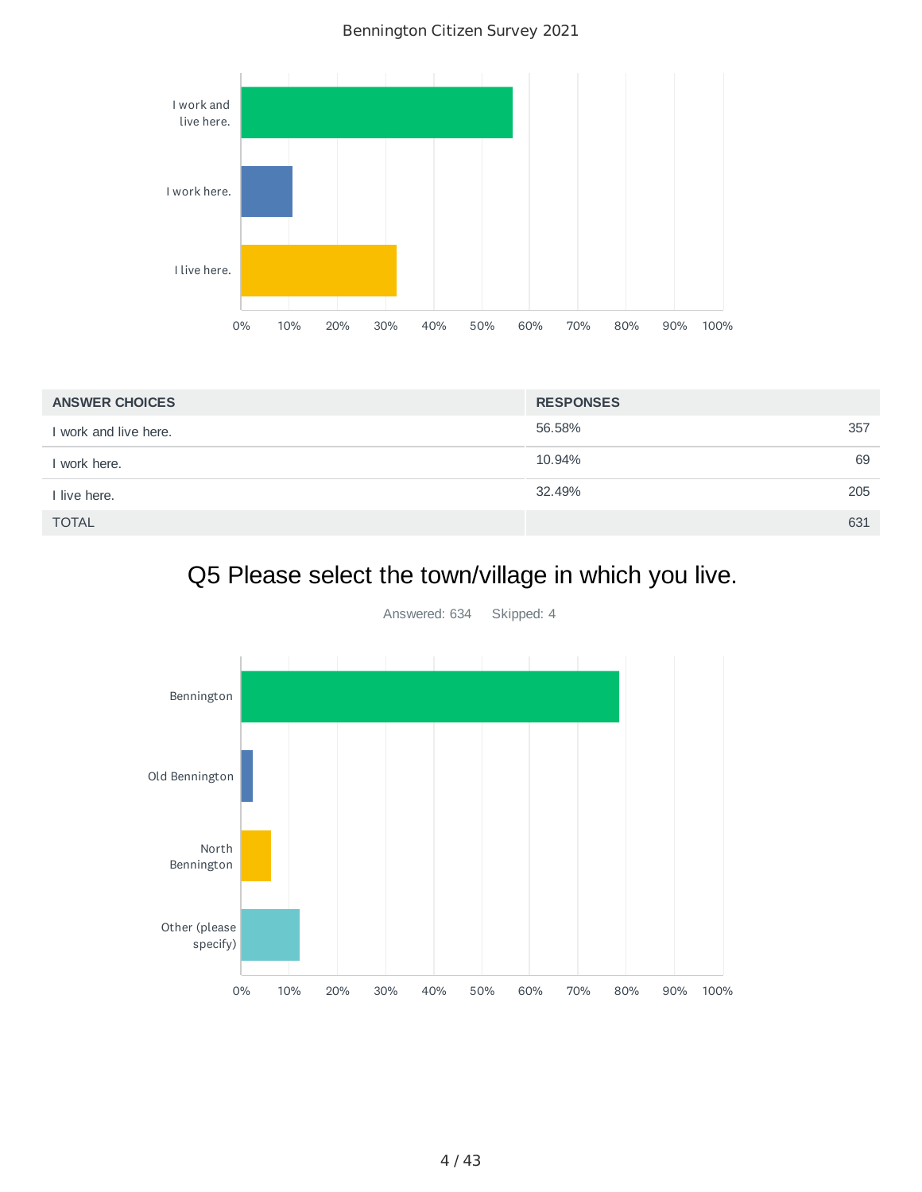| ANSWER CHOICES | RESPONSES | |
|---|---|---|
| I work and live here. | 56.58% | 357 |
| I work here. | 10.94% | 69 |
| I live here. | 32.49% | 205 |
| TOTAL | | 631 |

## Q5 Please select the town/village in which you live.

Answered: 634 Skipped: 4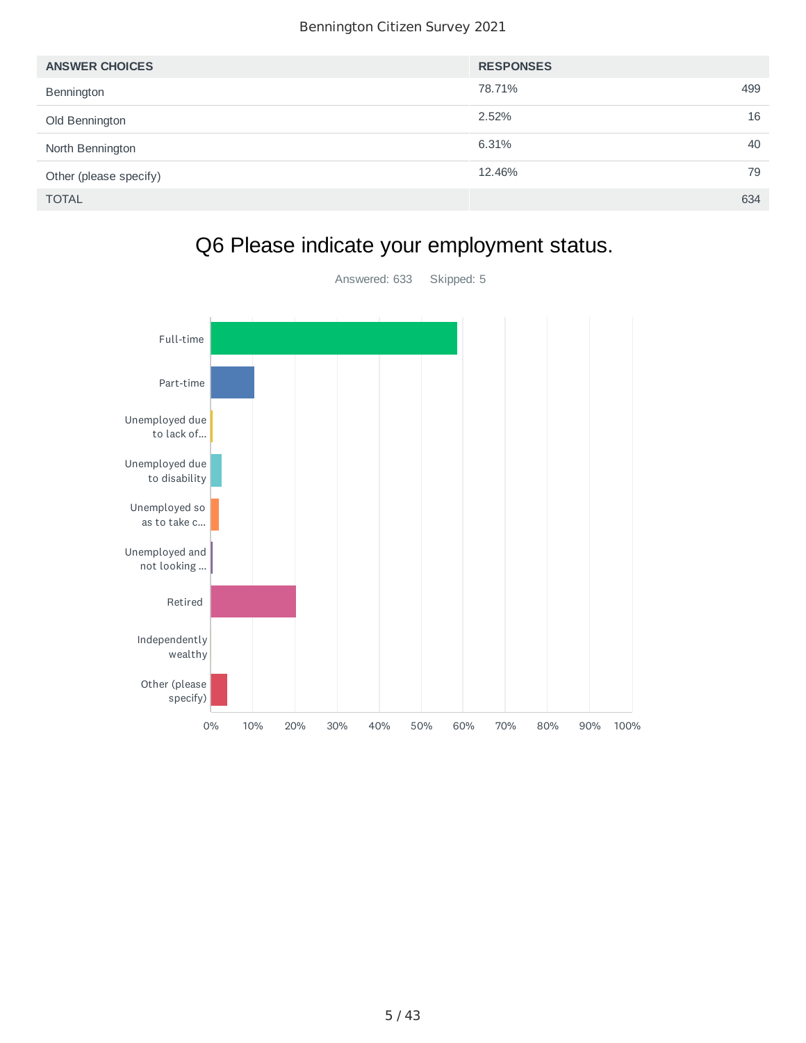| ANSWER CHOICES | RESPONSES | |
|---|---|---|
| Bennington | 78.71% | 499 |
| Old Bennington | 2.52% | 16 |
| North Bennington | 6.31% | 40 |
| Other (please specify) | 12.46% | 79 |
| TOTAL | | 634 |

## Q6 Please indicate your employment status.

Answered: 633 Skipped: 5

Full-time

Part-time

Unemployed due to lack of...

Unemployed due to disability

Unemployed so as to take c...

Unemployed and not looking ...

Retired

Independently wealthy

Other (please specify)

0% 10% 20% 30% 40% 50% 60% 70% 80% 90% 100%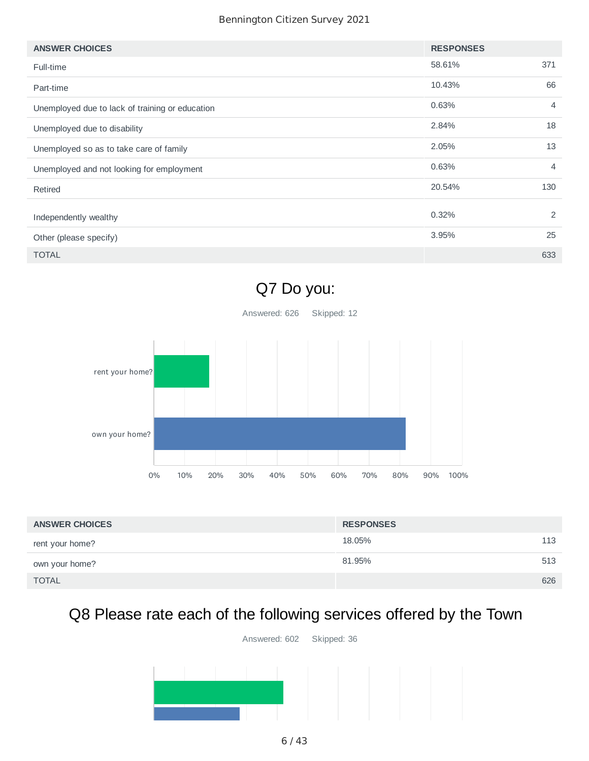| ANSWER CHOICES | RESPONSES | |
|---|---|---|
| Full-time | 58.61% | 371 |
| Part-time | 10.43% | 66 |
| Unemployed due to lack of training or education | 0.63% | 4 |
| Unemployed due to disability | 2.84% | 18 |
| Unemployed so as to take care of family | 2.05% | 13 |
| Unemployed and not looking for employment | 0.63% | 4 |
| Retired | 20.54% | 130 |
| Independently wealthy | 0.32% | 2 |
| Other (please specify) | 3.95% | 25 |
| TOTAL | | 633 |

## Q7 Do you:

Answered: 626 Skipped: 12

| ANSWER CHOICES | RESPONSES | |
|---|---|---|
| rent your home? | 18.05% | 113 |
| own your home? | 81.95% | 513 |
| TOTAL | | 626 |

## Q8 Please rate each of the following services offered by the Town

Answered: 602 Skipped: 36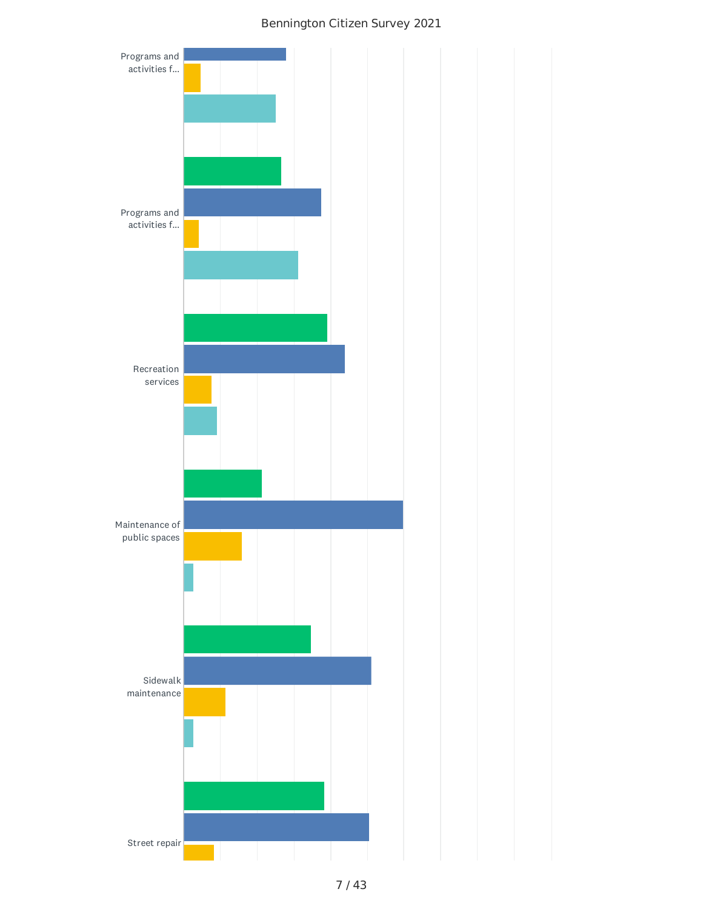Bennington Citizen Survey 2021

Programs and activities f...

Programs and activities f...

Recreation services

Maintenance of public spaces

Sidewalk maintenance

Street repair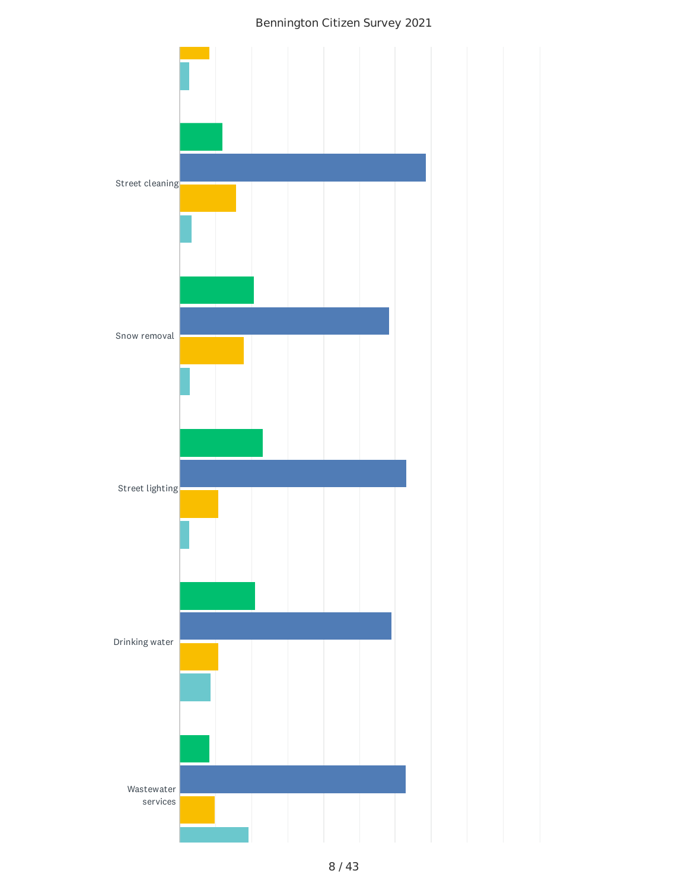Street cleaning

Snow removal

Street lighting

Drinking water

Wastewater services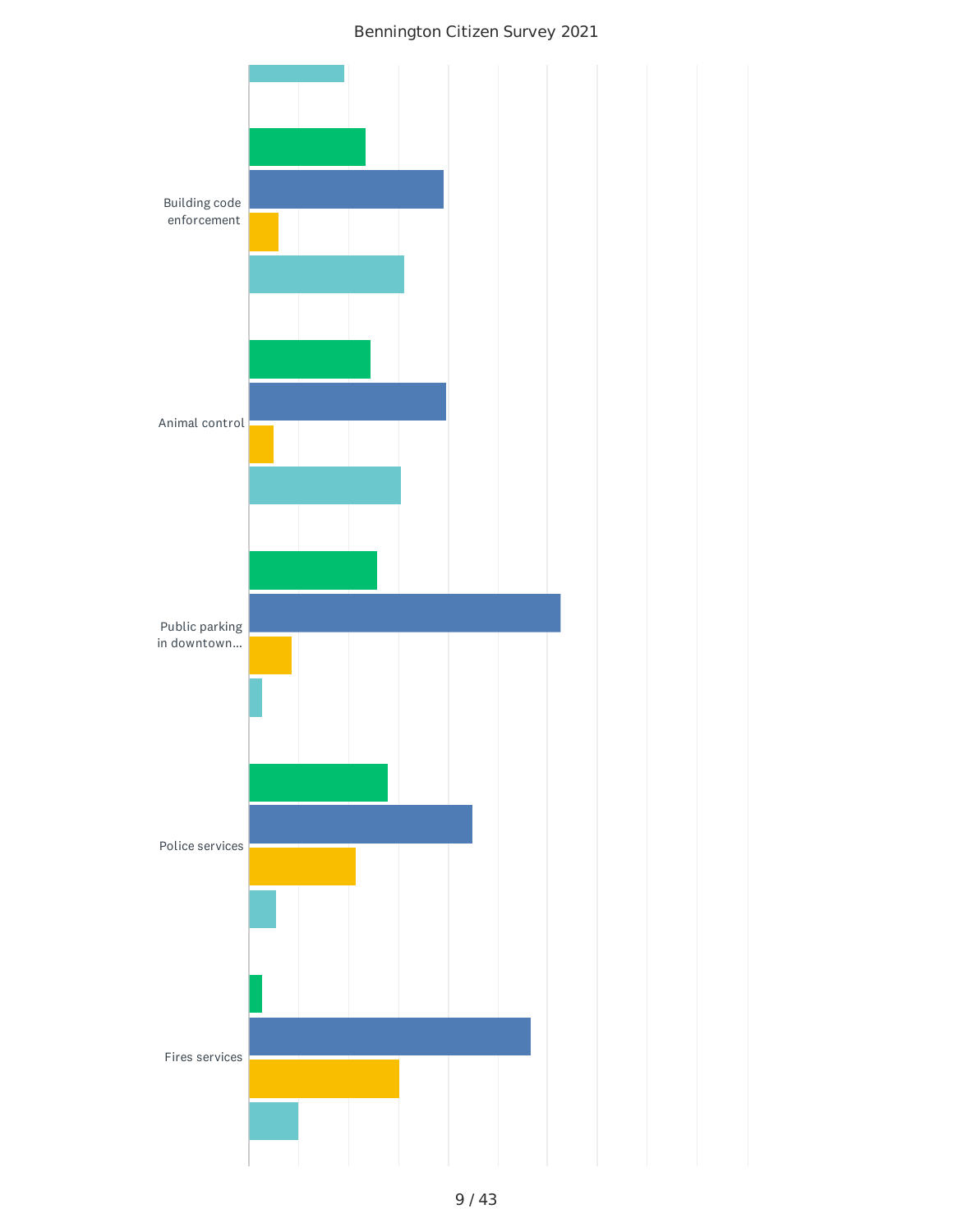Bennington Citizen Survey 2021

Building code enforcement

Animal control

Public parking in downtown...

Police services

Fires services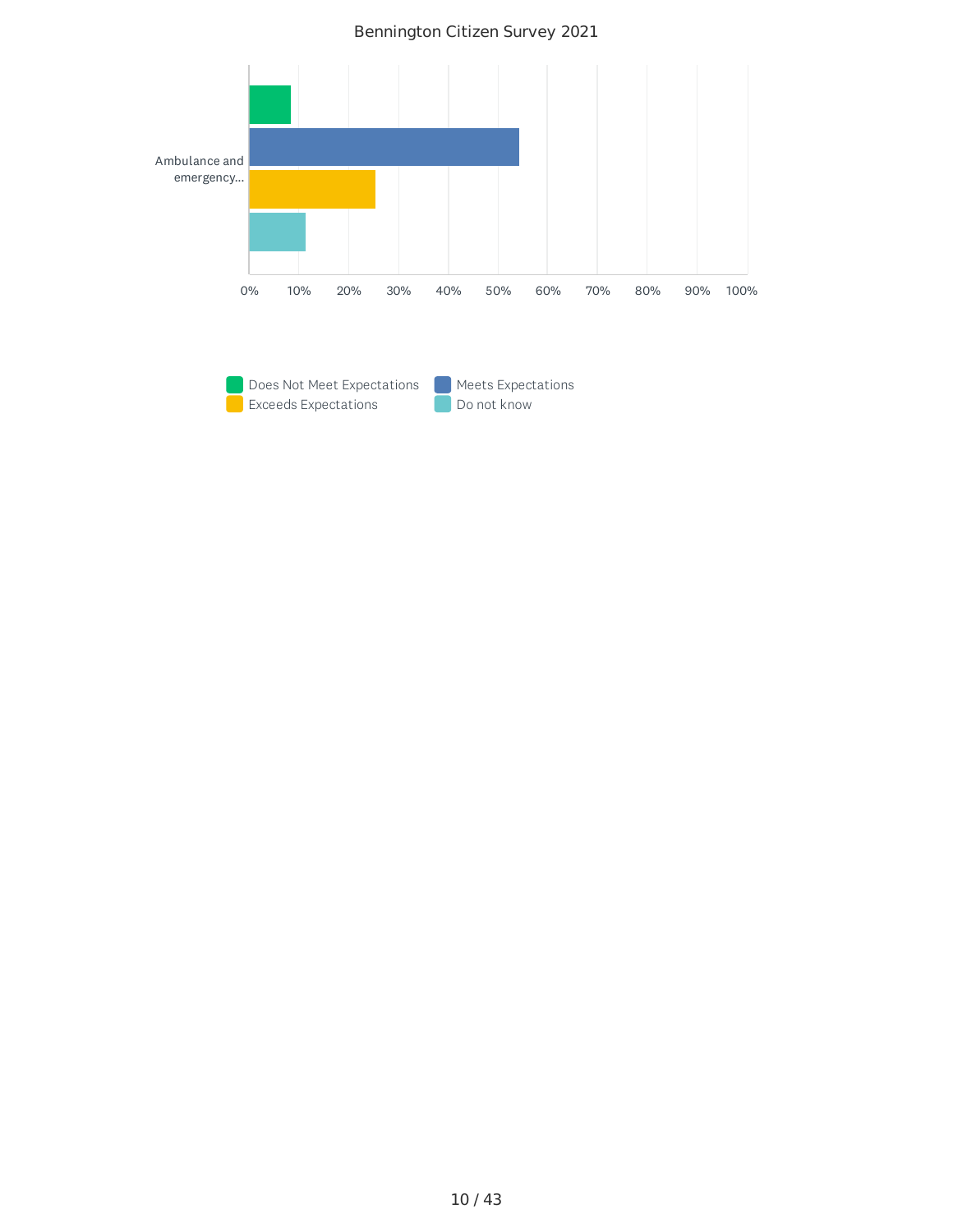Bennington Citizen Survey 2021

Ambulance and emergency...

0% 10% 20% 30% 40% 50% 60% 70% 80% 90% 100%

Does Not Meet Expectations
Meets Expectations
Exceeds Expectations
Do not know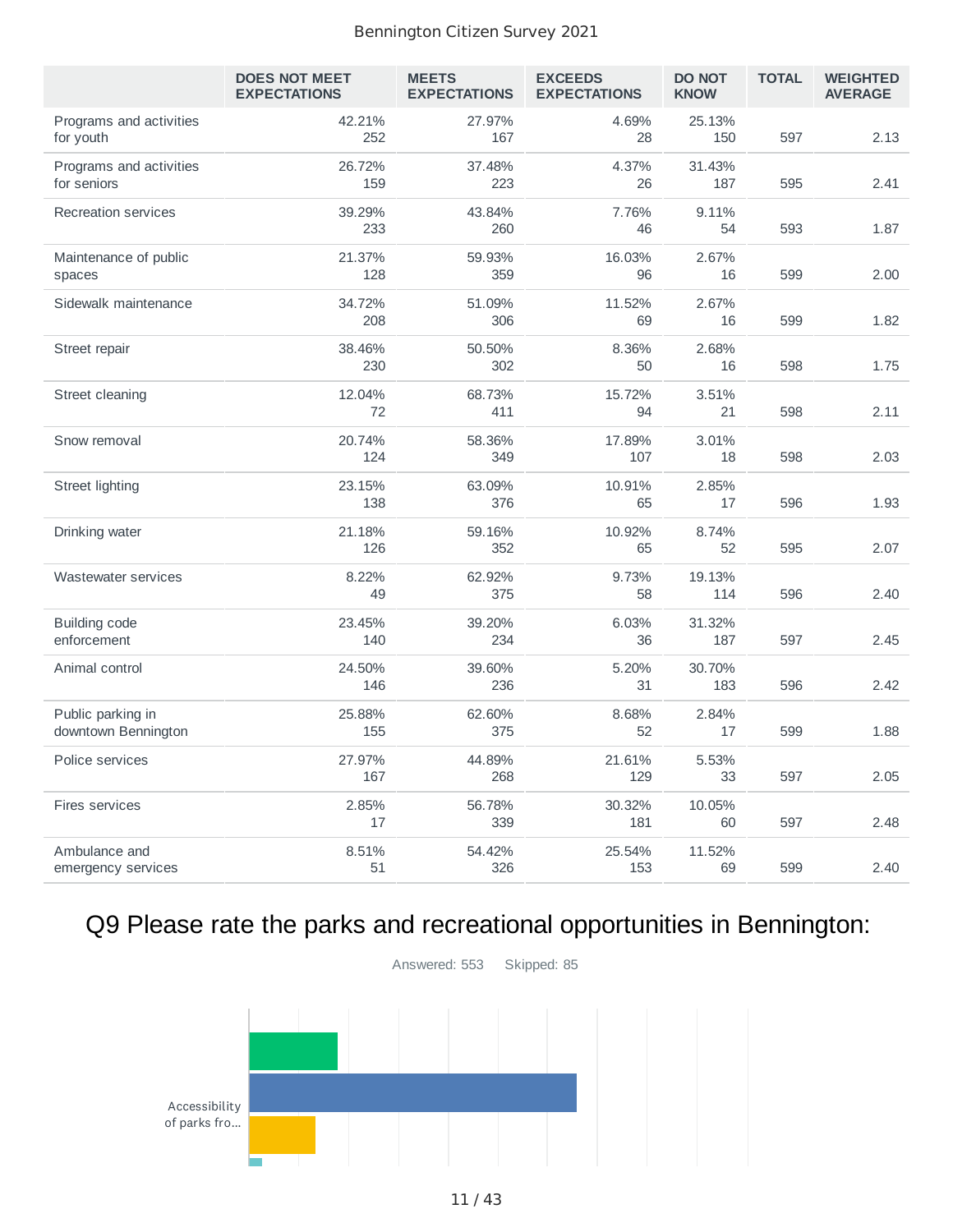Bennington Citizen Survey 2021

| | DOES NOT MEET EXPECTATIONS | MEETS EXPECTATIONS | EXCEEDS EXPECTATIONS | DO NOT KNOW | TOTAL | WEIGHTED AVERAGE |
|---|---|---|---|---|---|---|
| Programs and activities for youth | 42.21% 252 | 27.97% 167 | 4.69% 28 | 25.13% 150 | 597 | 2.13 |
| Programs and activities for seniors | 26.72% 159 | 37.48% 223 | 4.37% 26 | 31.43% 187 | 595 | 2.41 |
| Recreation services | 39.29% 233 | 43.84% 260 | 7.76% 46 | 9.11% 54 | 593 | 1.87 |
| Maintenance of public spaces | 21.37% 128 | 59.93% 359 | 16.03% 96 | 2.67% 16 | 599 | 2.00 |
| Sidewalk maintenance | 34.72% 208 | 51.09% 306 | 11.52% 69 | 2.67% 16 | 599 | 1.82 |
| Street repair | 38.46% 230 | 50.50% 302 | 8.36% 50 | 2.68% 16 | 598 | 1.75 |
| Street cleaning | 12.04% 72 | 68.73% 411 | 15.72% 94 | 3.51% 21 | 598 | 2.11 |
| Snow removal | 20.74% 124 | 58.36% 349 | 17.89% 107 | 3.01% 18 | 598 | 2.03 |
| Street lighting | 23.15% 138 | 63.09% 376 | 10.91% 65 | 2.85% 17 | 596 | 1.93 |
| Drinking water | 21.18% 126 | 59.16% 352 | 10.92% 65 | 8.74% 52 | 595 | 2.07 |
| Wastewater services | 8.22% 49 | 62.92% 375 | 9.73% 58 | 19.13% 114 | 596 | 2.40 |
| Building code enforcement | 23.45% 140 | 39.20% 234 | 6.03% 36 | 31.32% 187 | 597 | 2.45 |
| Animal control | 24.50% 146 | 39.60% 236 | 5.20% 31 | 30.70% 183 | 596 | 2.42 |
| Public parking in downtown Bennington | 25.88% 155 | 62.60% 375 | 8.68% 52 | 2.84% 17 | 599 | 1.88 |
| Police services | 27.97% 167 | 44.89% 268 | 21.61% 129 | 5.53% 33 | 597 | 2.05 |
| Fires services | 2.85% 17 | 56.78% 339 | 30.32% 181 | 10.05% 60 | 597 | 2.48 |
| Ambulance and emergency services | 8.51% 51 | 54.42% 326 | 25.54% 153 | 11.52% 69 | 599 | 2.40 |

# Q9 Please rate the parks and recreational opportunities in Bennington:

Answered: 553 Skipped: 85

Accessibility of parks fro...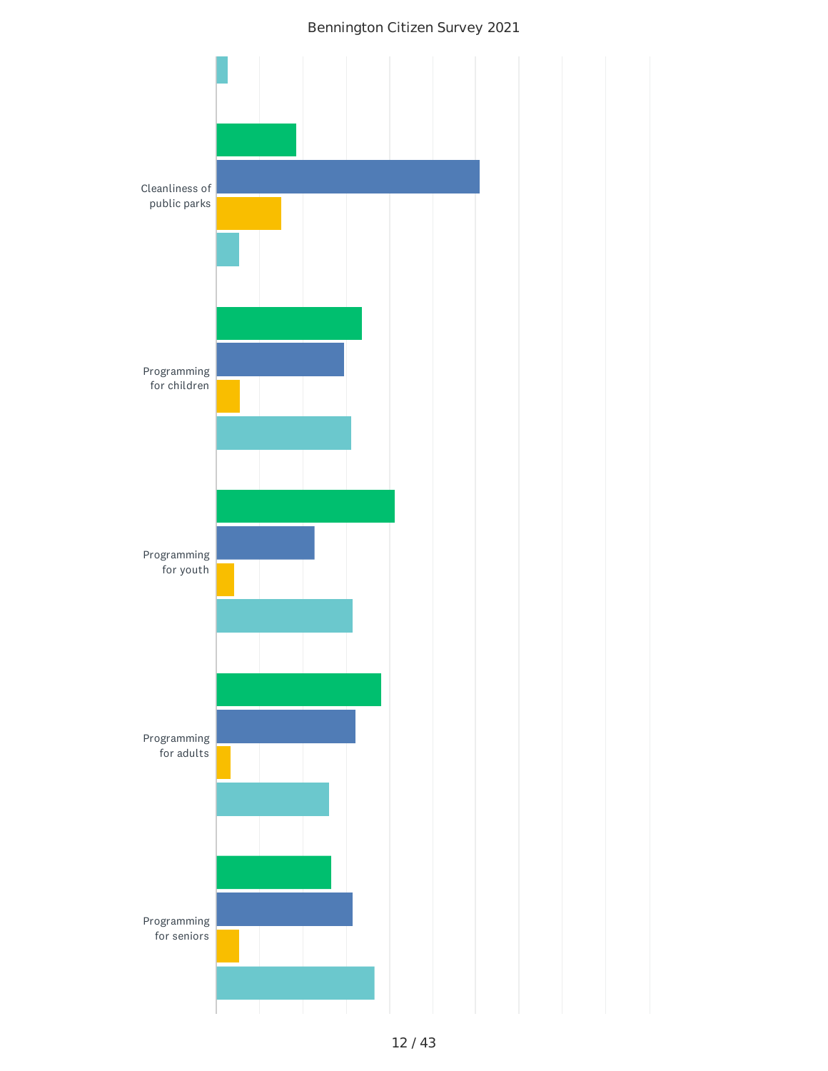Cleanliness of public parks

Programming for children

Programming for youth

Programming for adults

Programming for seniors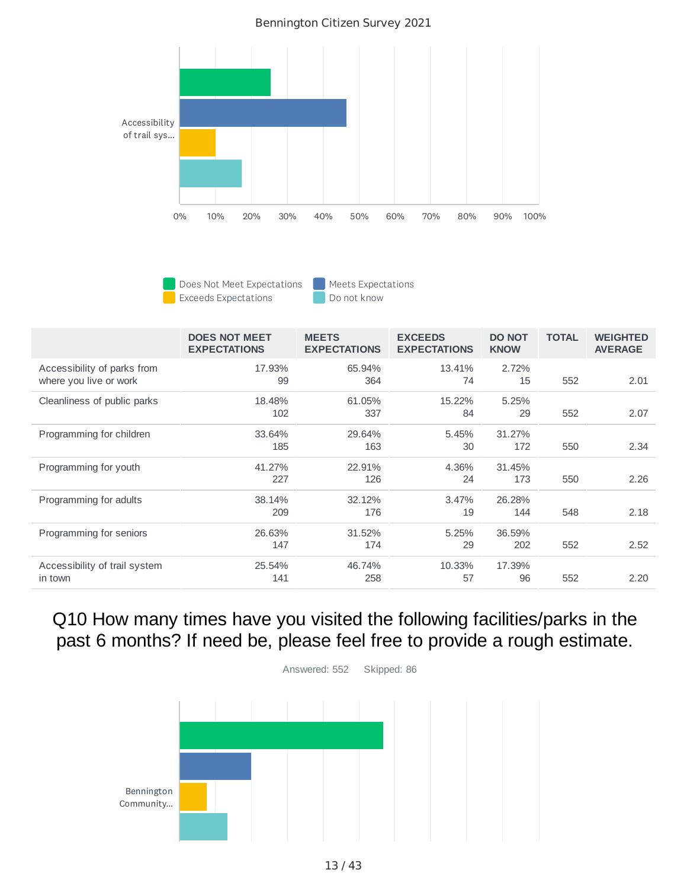Bennington Citizen Survey 2021

Accessibility of trail sys...

0% 10% 20% 30% 40% 50% 60% 70% 80% 90% 100%

Does Not Meet Expectations · Meets Expectations · Exceeds Expectations · Do not know

| | DOES NOT MEET EXPECTATIONS | MEETS EXPECTATIONS | EXCEEDS EXPECTATIONS | DO NOT KNOW | TOTAL | WEIGHTED AVERAGE |
|---|---|---|---|---|---|---|
| Accessibility of parks from where you live or work | 17.93% 99 | 65.94% 364 | 13.41% 74 | 2.72% 15 | 552 | 2.01 |
| Cleanliness of public parks | 18.48% 102 | 61.05% 337 | 15.22% 84 | 5.25% 29 | 552 | 2.07 |
| Programming for children | 33.64% 185 | 29.64% 163 | 5.45% 30 | 31.27% 172 | 550 | 2.34 |
| Programming for youth | 41.27% 227 | 22.91% 126 | 4.36% 24 | 31.45% 173 | 550 | 2.26 |
| Programming for adults | 38.14% 209 | 32.12% 176 | 3.47% 19 | 26.28% 144 | 548 | 2.18 |
| Programming for seniors | 26.63% 147 | 31.52% 174 | 5.25% 29 | 36.59% 202 | 552 | 2.52 |
| Accessibility of trail system in town | 25.54% 141 | 46.74% 258 | 10.33% 57 | 17.39% 96 | 552 | 2.20 |

## Q10 How many times have you visited the following facilities/parks in the past 6 months? If need be, please feel free to provide a rough estimate.

Answered: 552 Skipped: 86

Bennington Community...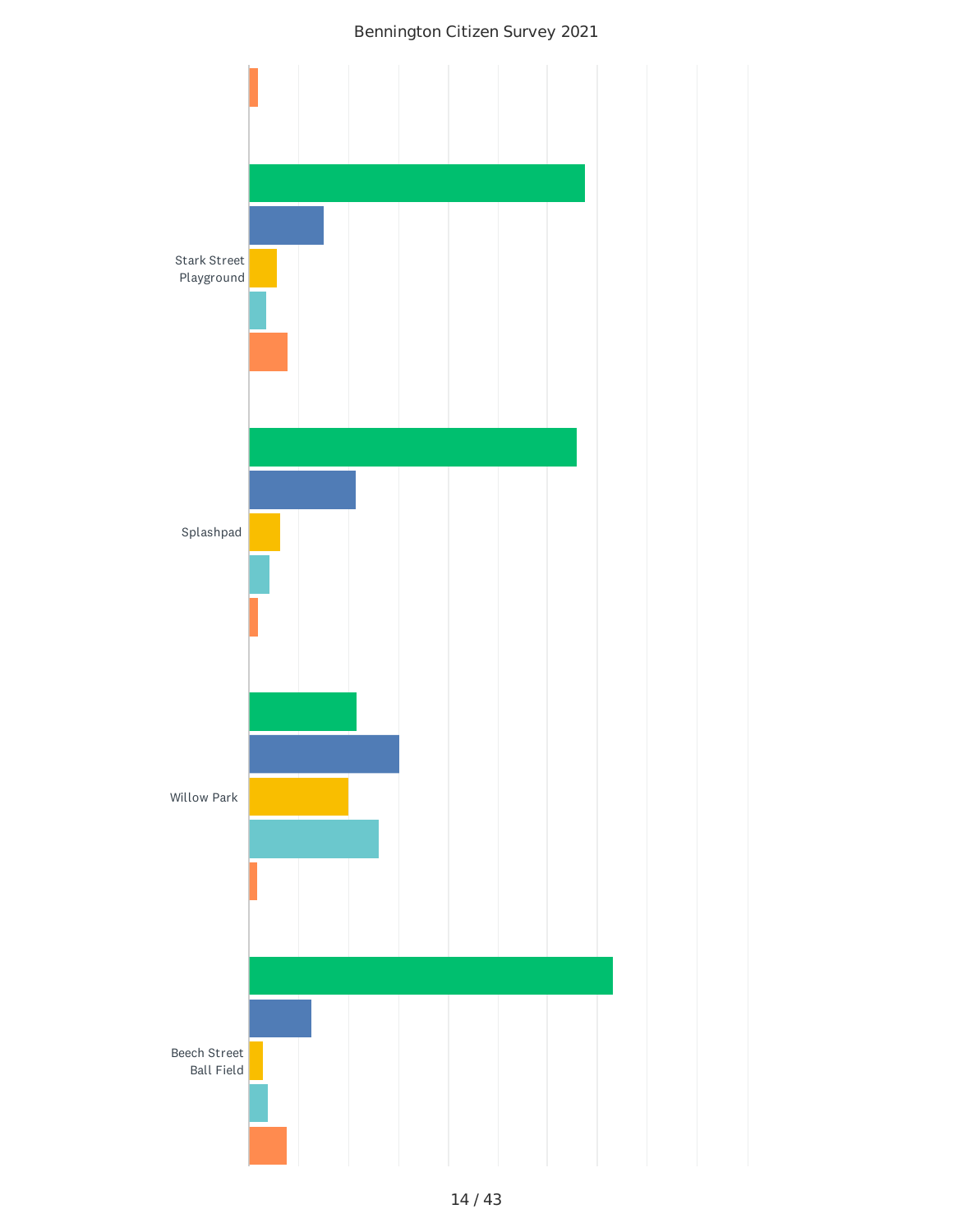Bennington Citizen Survey 2021

Stark Street Playground

Splashpad

Willow Park

Beech Street Ball Field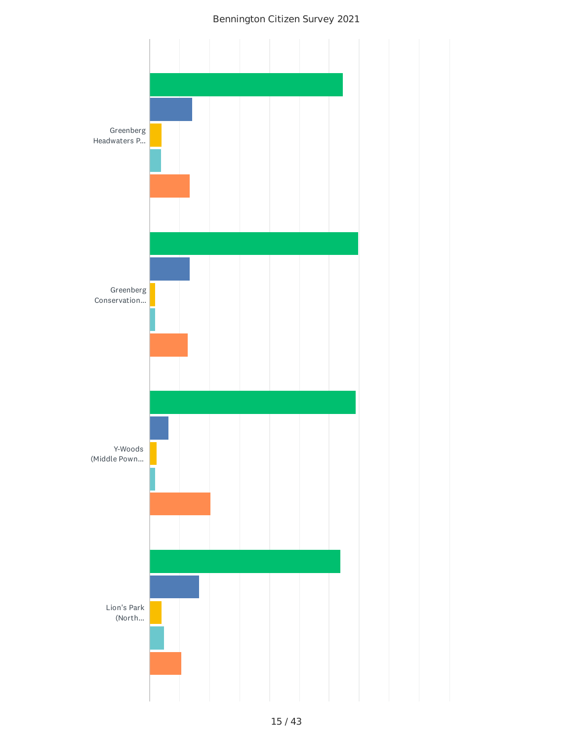Bennington Citizen Survey 2021

Greenberg Headwaters P...

Greenberg Conservation...

Y-Woods (Middle Pown...

Lion's Park (North...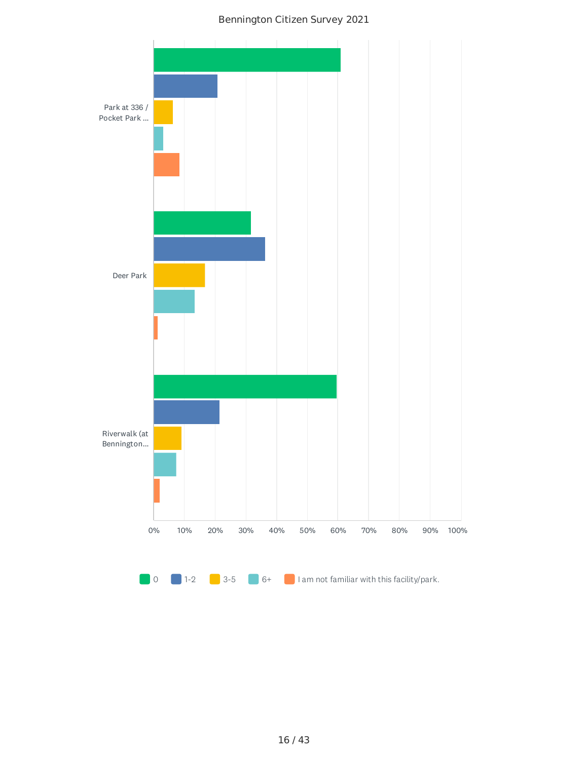Bennington Citizen Survey 2021

Park at 336 / Pocket Park ...

Deer Park

Riverwalk (at Bennington...

0% 10% 20% 30% 40% 50% 60% 70% 80% 90% 100%

0 | 1-2 | 3-5 | 6+ | I am not familiar with this facility/park.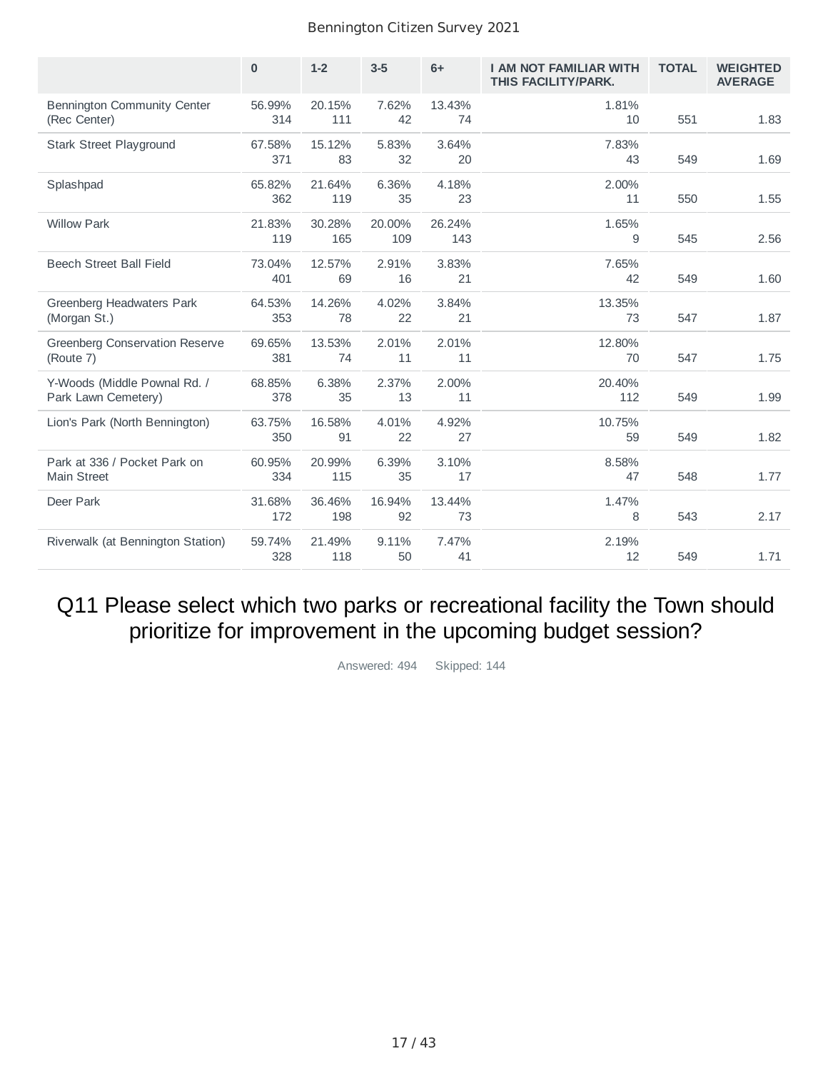| | 0 | 1-2 | 3-5 | 6+ | I AM NOT FAMILIAR WITH THIS FACILITY/PARK. | TOTAL | WEIGHTED AVERAGE |
|---|---|---|---|---|---|---|---|
| Bennington Community Center (Rec Center) | 56.99% 314 | 20.15% 111 | 7.62% 42 | 13.43% 74 | 1.81% 10 | 551 | 1.83 |
| Stark Street Playground | 67.58% 371 | 15.12% 83 | 5.83% 32 | 3.64% 20 | 7.83% 43 | 549 | 1.69 |
| Splashpad | 65.82% 362 | 21.64% 119 | 6.36% 35 | 4.18% 23 | 2.00% 11 | 550 | 1.55 |
| Willow Park | 21.83% 119 | 30.28% 165 | 20.00% 109 | 26.24% 143 | 1.65% 9 | 545 | 2.56 |
| Beech Street Ball Field | 73.04% 401 | 12.57% 69 | 2.91% 16 | 3.83% 21 | 7.65% 42 | 549 | 1.60 |
| Greenberg Headwaters Park (Morgan St.) | 64.53% 353 | 14.26% 78 | 4.02% 22 | 3.84% 21 | 13.35% 73 | 547 | 1.87 |
| Greenberg Conservation Reserve (Route 7) | 69.65% 381 | 13.53% 74 | 2.01% 11 | 2.01% 11 | 12.80% 70 | 547 | 1.75 |
| Y-Woods (Middle Pownal Rd. / Park Lawn Cemetery) | 68.85% 378 | 6.38% 35 | 2.37% 13 | 2.00% 11 | 20.40% 112 | 549 | 1.99 |
| Lion's Park (North Bennington) | 63.75% 350 | 16.58% 91 | 4.01% 22 | 4.92% 27 | 10.75% 59 | 549 | 1.82 |
| Park at 336 / Pocket Park on Main Street | 60.95% 334 | 20.99% 115 | 6.39% 35 | 3.10% 17 | 8.58% 47 | 548 | 1.77 |
| Deer Park | 31.68% 172 | 36.46% 198 | 16.94% 92 | 13.44% 73 | 1.47% 8 | 543 | 2.17 |
| Riverwalk (at Bennington Station) | 59.74% 328 | 21.49% 118 | 9.11% 50 | 7.47% 41 | 2.19% 12 | 549 | 1.71 |

# Q11 Please select which two parks or recreational facility the Town should prioritize for improvement in the upcoming budget session?

Answered: 494 Skipped: 144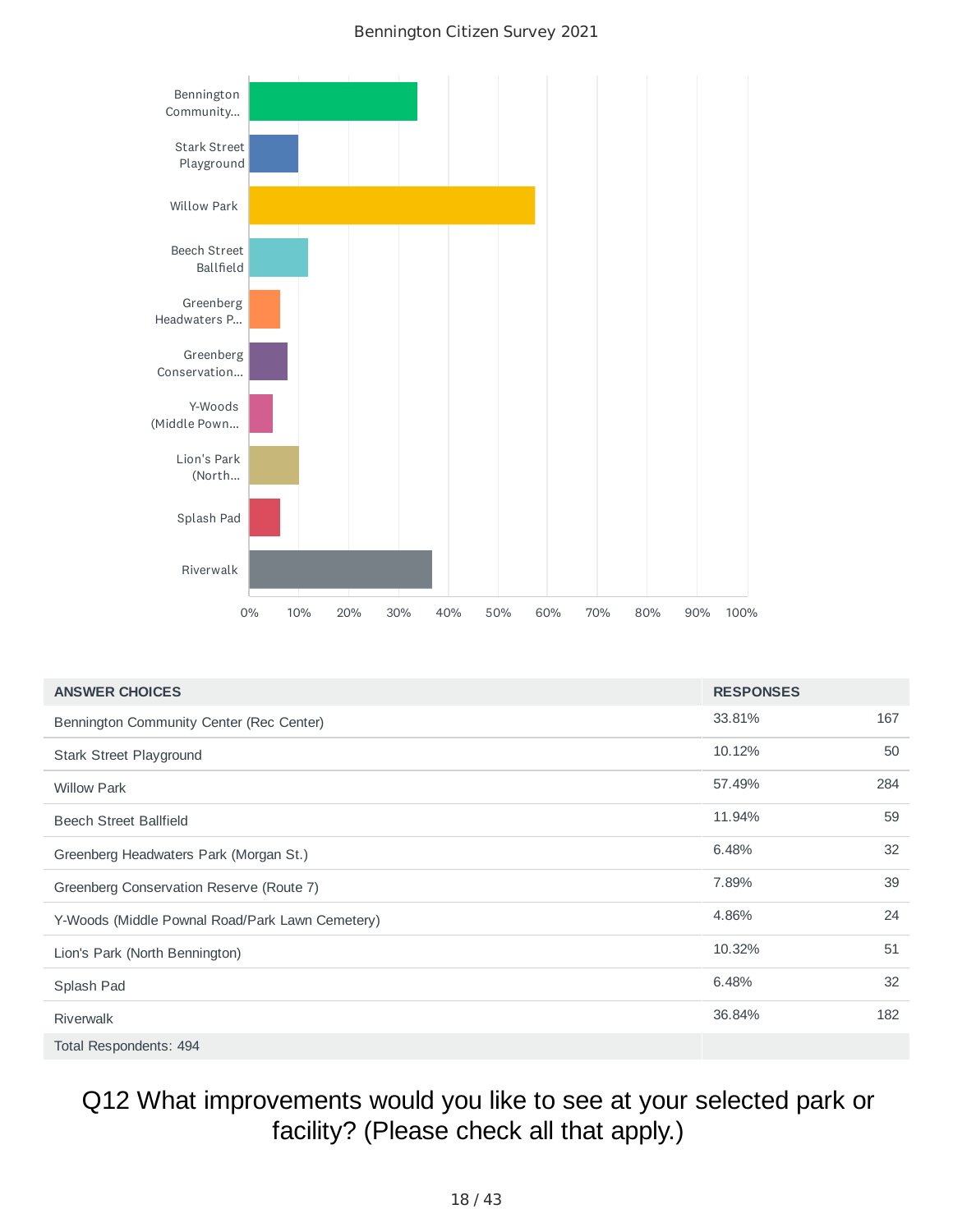Bennington Citizen Survey 2021

| ANSWER CHOICES | RESPONSES | |
|---|---|---|
| Bennington Community Center (Rec Center) | 33.81% | 167 |
| Stark Street Playground | 10.12% | 50 |
| Willow Park | 57.49% | 284 |
| Beech Street Ballfield | 11.94% | 59 |
| Greenberg Headwaters Park (Morgan St.) | 6.48% | 32 |
| Greenberg Conservation Reserve (Route 7) | 7.89% | 39 |
| Y-Woods (Middle Pownal Road/Park Lawn Cemetery) | 4.86% | 24 |
| Lion's Park (North Bennington) | 10.32% | 51 |
| Splash Pad | 6.48% | 32 |
| Riverwalk | 36.84% | 182 |
| Total Respondents: 494 | | |

## Q12 What improvements would you like to see at your selected park or facility? (Please check all that apply.)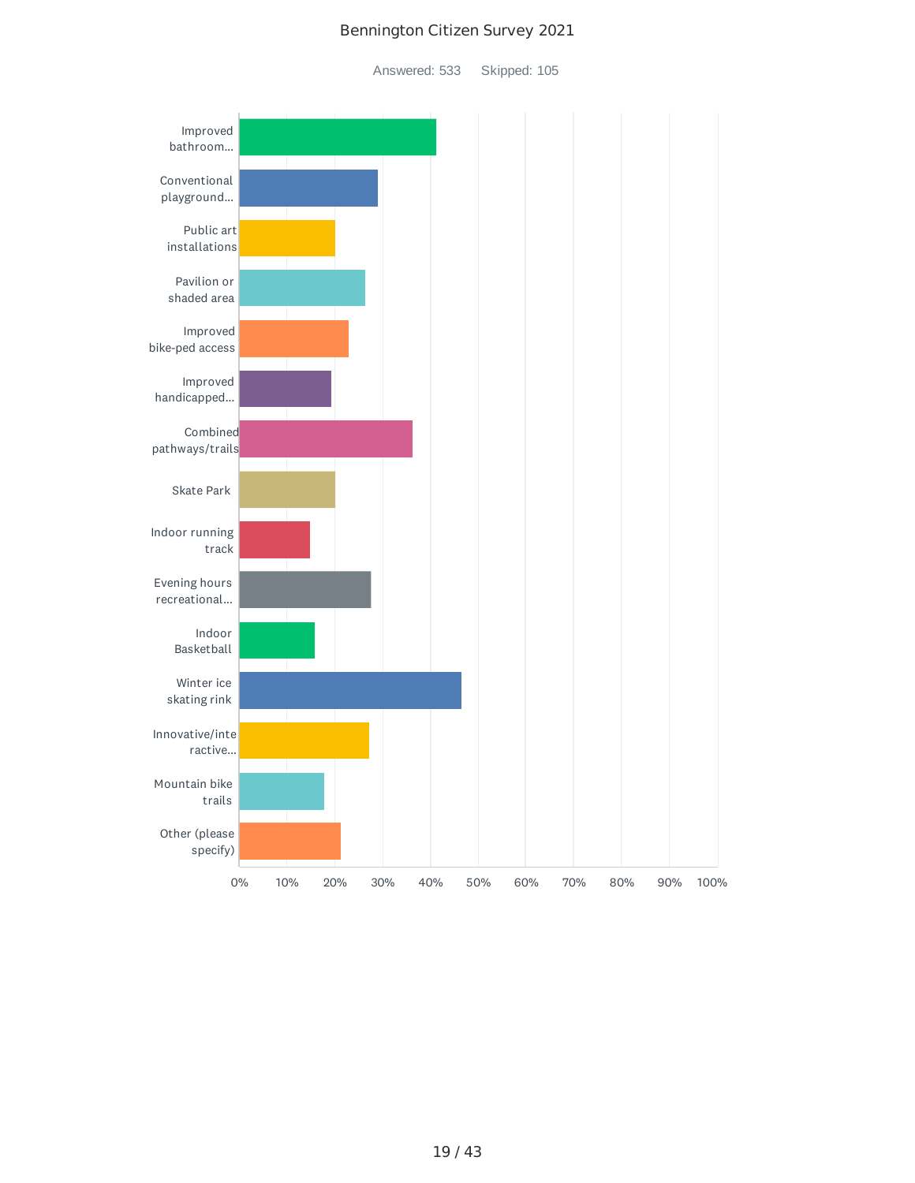# Bennington Citizen Survey 2021

Answered: 533 Skipped: 105

| Option | Approx. % |
|---|---|
| Improved bathroom... | ~41% |
| Conventional playground... | ~29% |
| Public art installations | ~20% |
| Pavilion or shaded area | ~26% |
| Improved bike-ped access | ~23% |
| Improved handicapped... | ~19% |
| Combined pathways/trails | ~36% |
| Skate Park | ~20% |
| Indoor running track | ~15% |
| Evening hours recreational... | ~28% |
| Indoor Basketball | ~16% |
| Winter ice skating rink | ~47% |
| Innovative/interactive... | ~27% |
| Mountain bike trails | ~18% |
| Other (please specify) | ~21% |

0% 10% 20% 30% 40% 50% 60% 70% 80% 90% 100%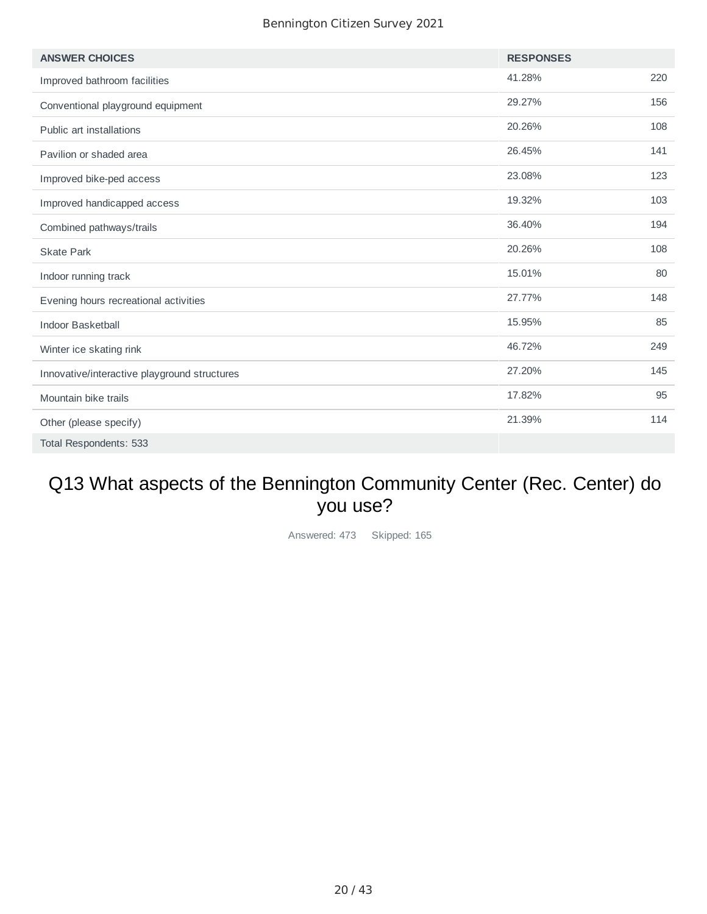| ANSWER CHOICES | RESPONSES | |
|---|---|---|
| Improved bathroom facilities | 41.28% | 220 |
| Conventional playground equipment | 29.27% | 156 |
| Public art installations | 20.26% | 108 |
| Pavilion or shaded area | 26.45% | 141 |
| Improved bike-ped access | 23.08% | 123 |
| Improved handicapped access | 19.32% | 103 |
| Combined pathways/trails | 36.40% | 194 |
| Skate Park | 20.26% | 108 |
| Indoor running track | 15.01% | 80 |
| Evening hours recreational activities | 27.77% | 148 |
| Indoor Basketball | 15.95% | 85 |
| Winter ice skating rink | 46.72% | 249 |
| Innovative/interactive playground structures | 27.20% | 145 |
| Mountain bike trails | 17.82% | 95 |
| Other (please specify) | 21.39% | 114 |
| Total Respondents: 533 | | |

## Q13 What aspects of the Bennington Community Center (Rec. Center) do you use?

Answered: 473 Skipped: 165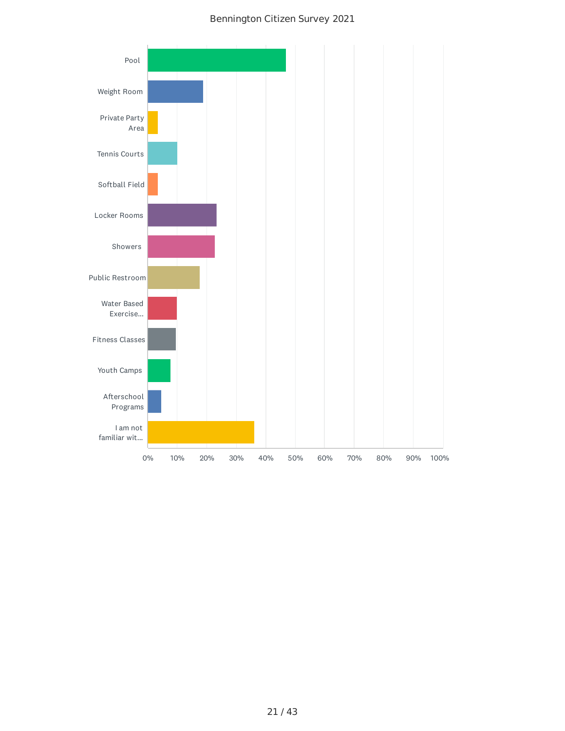Bennington Citizen Survey 2021

Pool

Weight Room

Private Party Area

Tennis Courts

Softball Field

Locker Rooms

Showers

Public Restroom

Water Based Exercise...

Fitness Classes

Youth Camps

Afterschool Programs

I am not familiar wit...

0% 10% 20% 30% 40% 50% 60% 70% 80% 90% 100%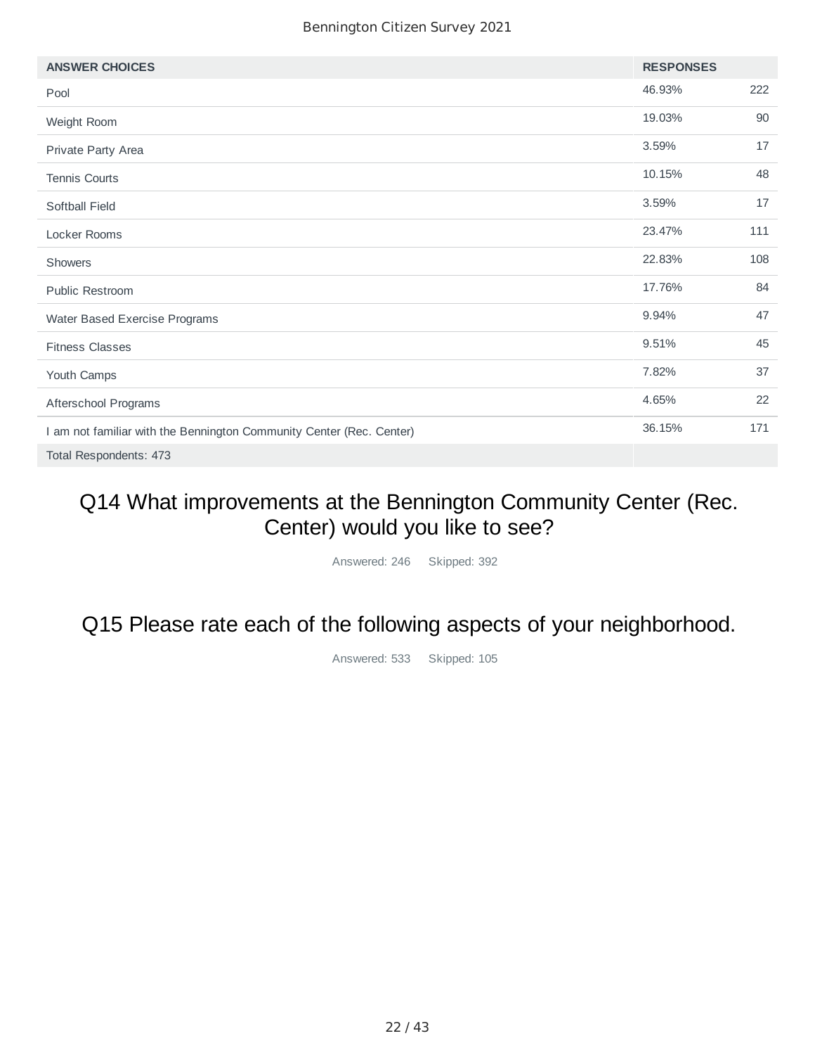| ANSWER CHOICES | RESPONSES | |
|---|---|---|
| Pool | 46.93% | 222 |
| Weight Room | 19.03% | 90 |
| Private Party Area | 3.59% | 17 |
| Tennis Courts | 10.15% | 48 |
| Softball Field | 3.59% | 17 |
| Locker Rooms | 23.47% | 111 |
| Showers | 22.83% | 108 |
| Public Restroom | 17.76% | 84 |
| Water Based Exercise Programs | 9.94% | 47 |
| Fitness Classes | 9.51% | 45 |
| Youth Camps | 7.82% | 37 |
| Afterschool Programs | 4.65% | 22 |
| I am not familiar with the Bennington Community Center (Rec. Center) | 36.15% | 171 |
| Total Respondents: 473 | | |

## Q14 What improvements at the Bennington Community Center (Rec. Center) would you like to see?

Answered: 246 Skipped: 392

## Q15 Please rate each of the following aspects of your neighborhood.

Answered: 533 Skipped: 105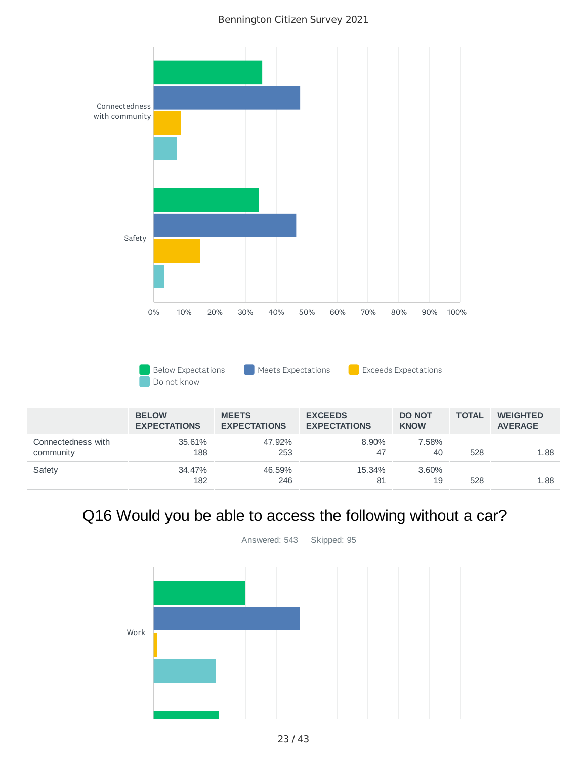| | BELOW EXPECTATIONS | MEETS EXPECTATIONS | EXCEEDS EXPECTATIONS | DO NOT KNOW | TOTAL | WEIGHTED AVERAGE |
|---|---|---|---|---|---|---|
| Connectedness with community | 35.61% 188 | 47.92% 253 | 8.90% 47 | 7.58% 40 | 528 | 1.88 |
| Safety | 34.47% 182 | 46.59% 246 | 15.34% 81 | 3.60% 19 | 528 | 1.88 |

## Q16 Would you be able to access the following without a car?

Answered: 543 Skipped: 95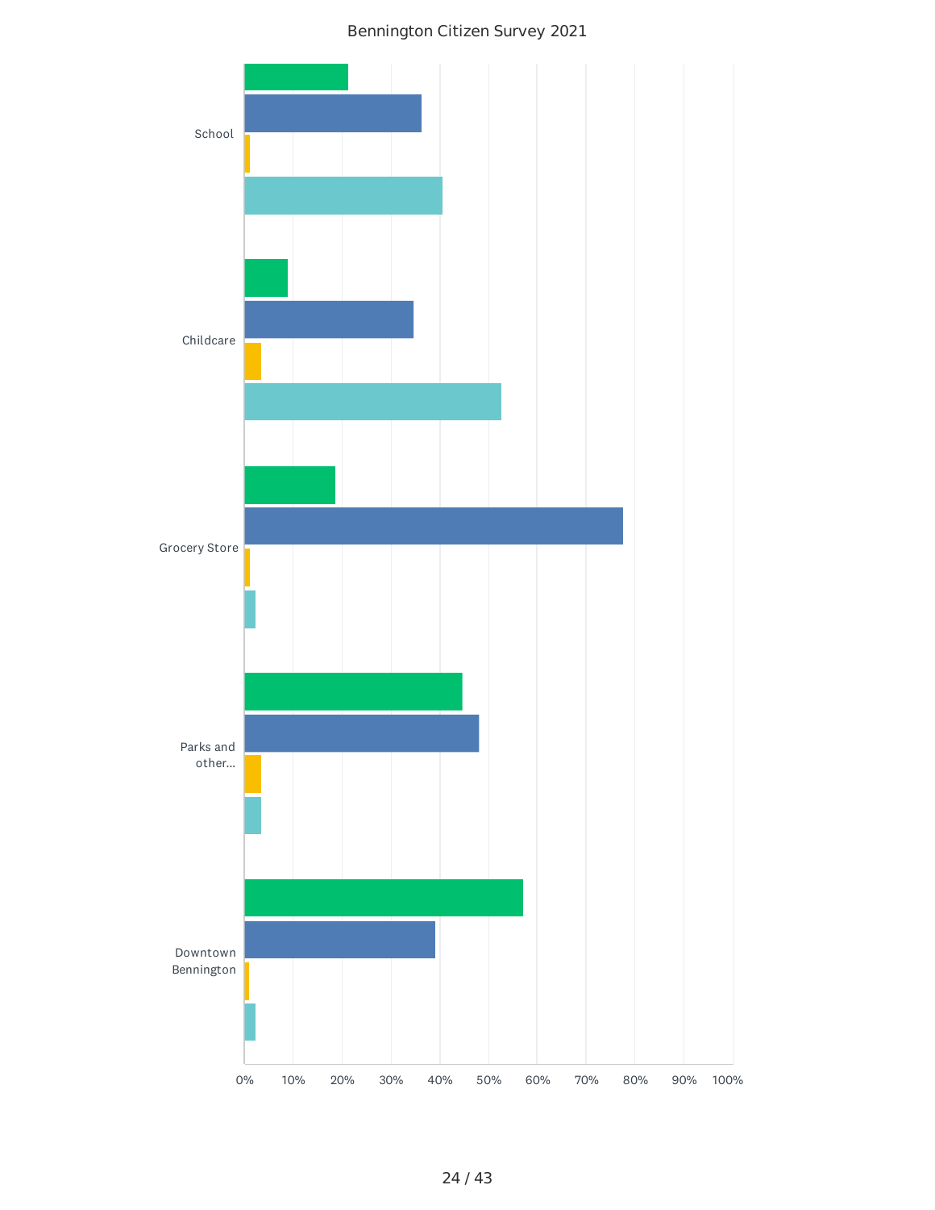Bennington Citizen Survey 2021

School

Childcare

Grocery Store

Parks and other...

Downtown Bennington

0% 10% 20% 30% 40% 50% 60% 70% 80% 90% 100%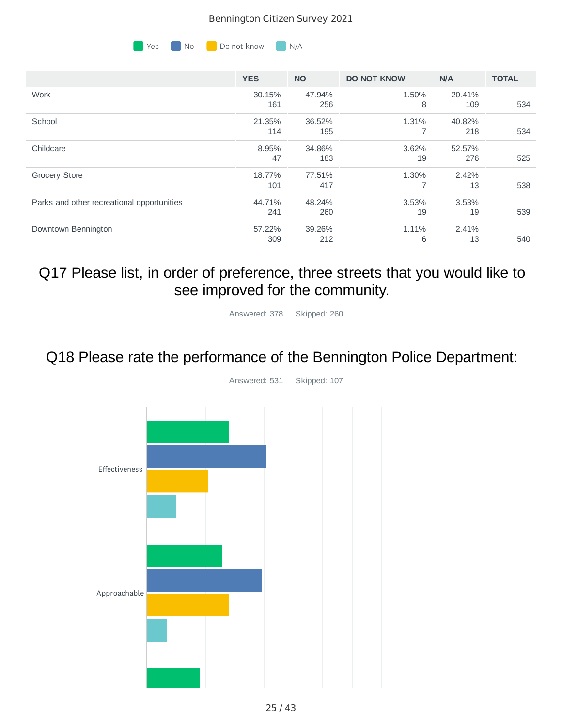Bennington Citizen Survey 2021

Yes | No | Do not know | N/A

| | YES | NO | DO NOT KNOW | N/A | TOTAL |
|---|---|---|---|---|---|
| Work | 30.15% 161 | 47.94% 256 | 1.50% 8 | 20.41% 109 | 534 |
| School | 21.35% 114 | 36.52% 195 | 1.31% 7 | 40.82% 218 | 534 |
| Childcare | 8.95% 47 | 34.86% 183 | 3.62% 19 | 52.57% 276 | 525 |
| Grocery Store | 18.77% 101 | 77.51% 417 | 1.30% 7 | 2.42% 13 | 538 |
| Parks and other recreational opportunities | 44.71% 241 | 48.24% 260 | 3.53% 19 | 3.53% 19 | 539 |
| Downtown Bennington | 57.22% 309 | 39.26% 212 | 1.11% 6 | 2.41% 13 | 540 |

## Q17 Please list, in order of preference, three streets that you would like to see improved for the community.

Answered: 378 Skipped: 260

## Q18 Please rate the performance of the Bennington Police Department:

Answered: 531 Skipped: 107

Effectiveness

Approachable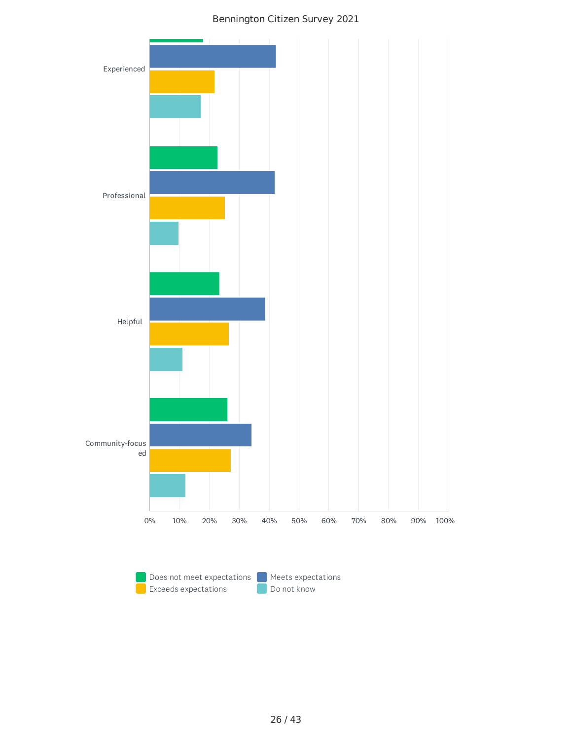Bennington Citizen Survey 2021

Experienced

Professional

Helpful

Community-focused

0% 10% 20% 30% 40% 50% 60% 70% 80% 90% 100%

Does not meet expectations | Meets expectations | Exceeds expectations | Do not know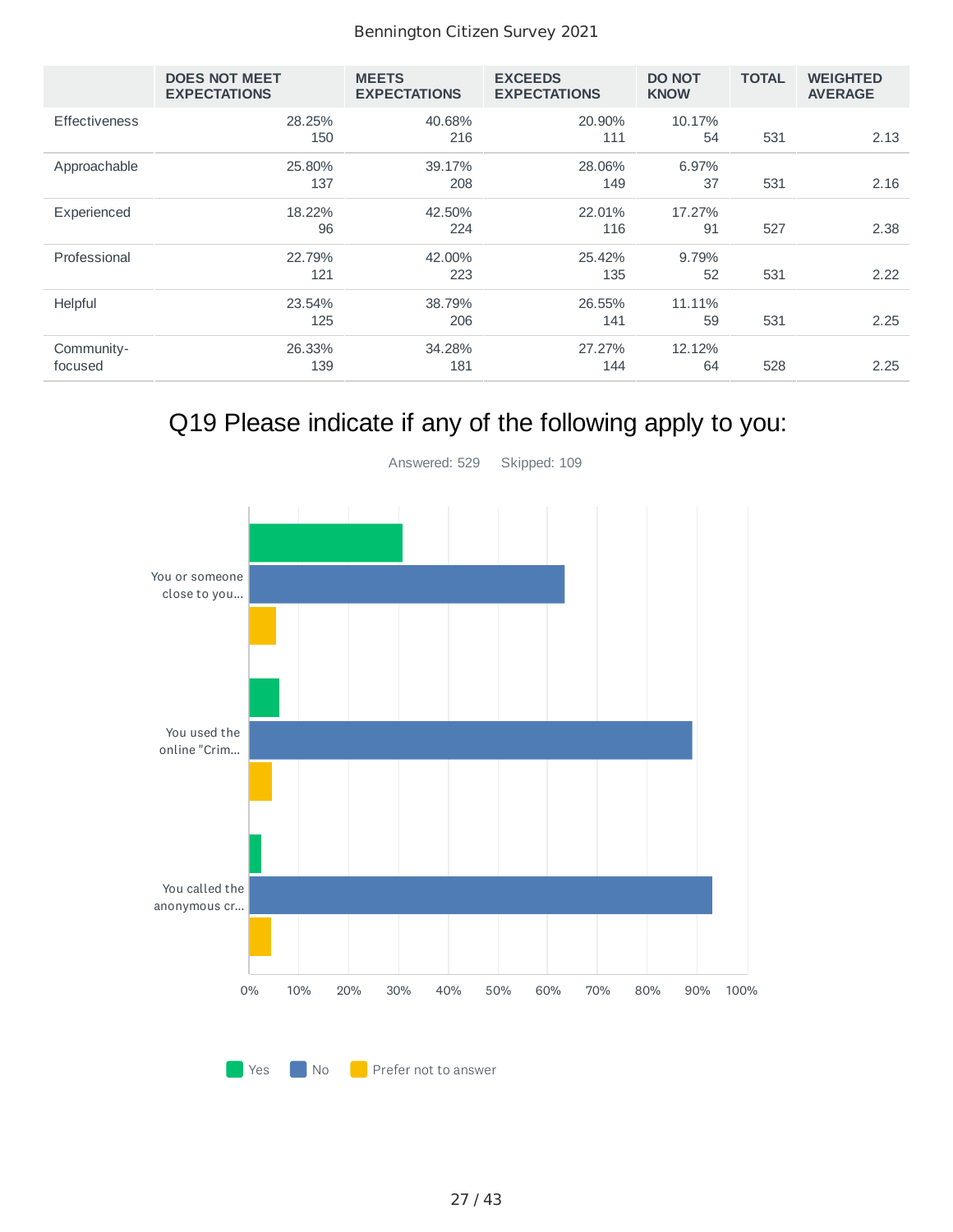| | DOES NOT MEET EXPECTATIONS | MEETS EXPECTATIONS | EXCEEDS EXPECTATIONS | DO NOT KNOW | TOTAL | WEIGHTED AVERAGE |
|---|---|---|---|---|---|---|
| Effectiveness | 28.25% 150 | 40.68% 216 | 20.90% 111 | 10.17% 54 | 531 | 2.13 |
| Approachable | 25.80% 137 | 39.17% 208 | 28.06% 149 | 6.97% 37 | 531 | 2.16 |
| Experienced | 18.22% 96 | 42.50% 224 | 22.01% 116 | 17.27% 91 | 527 | 2.38 |
| Professional | 22.79% 121 | 42.00% 223 | 25.42% 135 | 9.79% 52 | 531 | 2.22 |
| Helpful | 23.54% 125 | 38.79% 206 | 26.55% 141 | 11.11% 59 | 531 | 2.25 |
| Community-focused | 26.33% 139 | 34.28% 181 | 27.27% 144 | 12.12% 64 | 528 | 2.25 |

## Q19 Please indicate if any of the following apply to you:

Answered: 529 Skipped: 109

| | Yes | No | Prefer not to answer |
|---|---|---|---|
| You or someone close to you... | ~31% | ~63% | ~5% |
| You used the online "Crim... | ~6% | ~89% | ~5% |
| You called the anonymous cr... | ~2% | ~93% | ~4% |

Legend: Yes, No, Prefer not to answer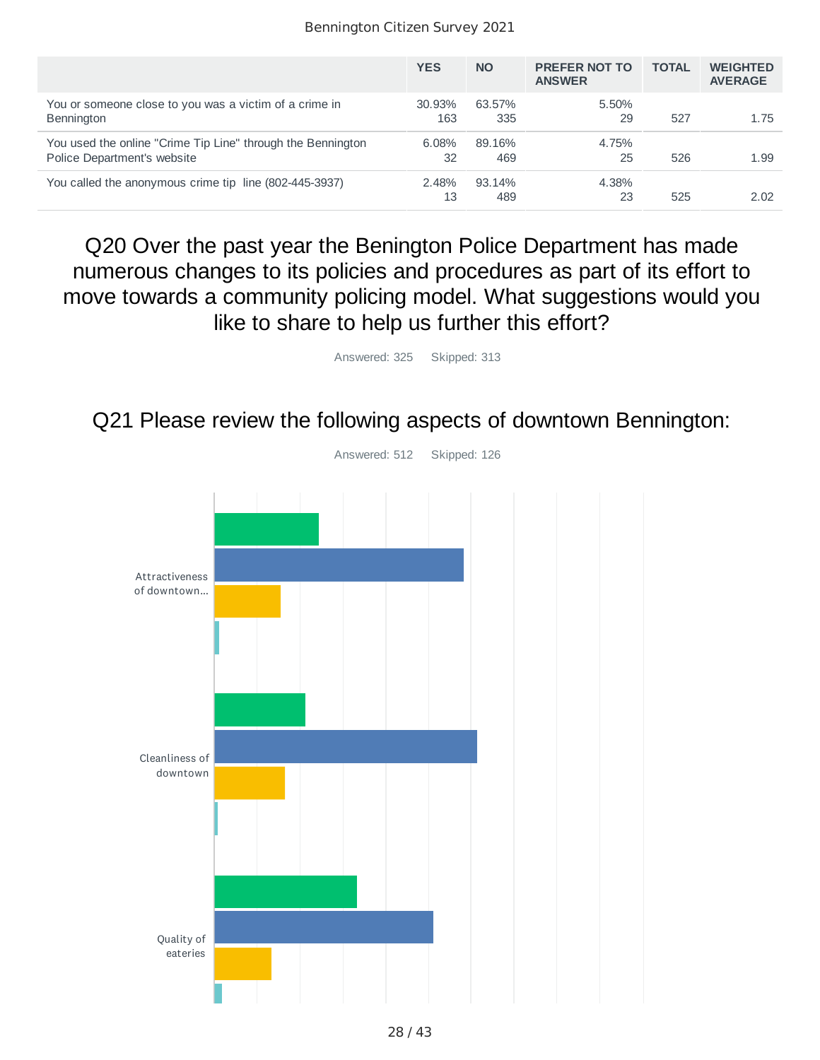| | YES | NO | PREFER NOT TO ANSWER | TOTAL | WEIGHTED AVERAGE |
|---|---|---|---|---|---|
| You or someone close to you was a victim of a crime in Bennington | 30.93% 163 | 63.57% 335 | 5.50% 29 | 527 | 1.75 |
| You used the online "Crime Tip Line" through the Bennington Police Department's website | 6.08% 32 | 89.16% 469 | 4.75% 25 | 526 | 1.99 |
| You called the anonymous crime tip line (802-445-3937) | 2.48% 13 | 93.14% 489 | 4.38% 23 | 525 | 2.02 |

## Q20 Over the past year the Benington Police Department has made numerous changes to its policies and procedures as part of its effort to move towards a community policing model. What suggestions would you like to share to help us further this effort?

Answered: 325 Skipped: 313

## Q21 Please review the following aspects of downtown Bennington:

Answered: 512 Skipped: 126

Attractiveness of downtown...

Cleanliness of downtown

Quality of eateries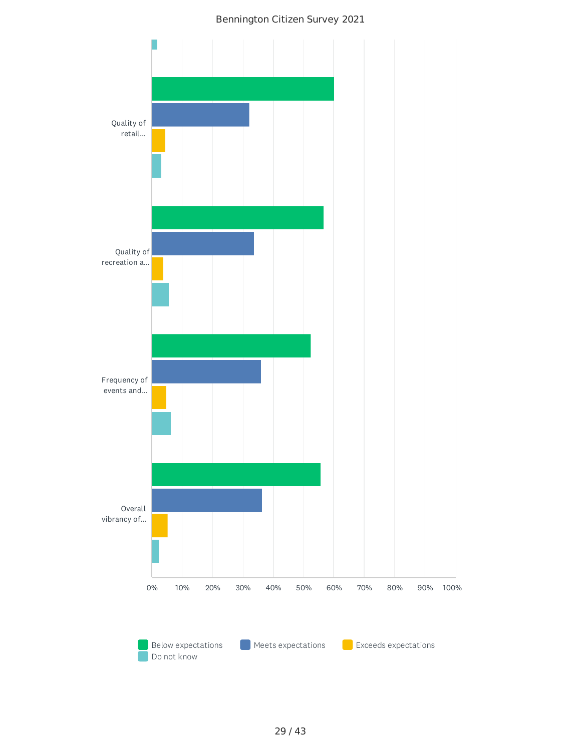Bennington Citizen Survey 2021

Quality of retail...

Quality of recreation a...

Frequency of events and...

Overall vibrancy of...

0% 10% 20% 30% 40% 50% 60% 70% 80% 90% 100%

Below expectations | Meets expectations | Exceeds expectations | Do not know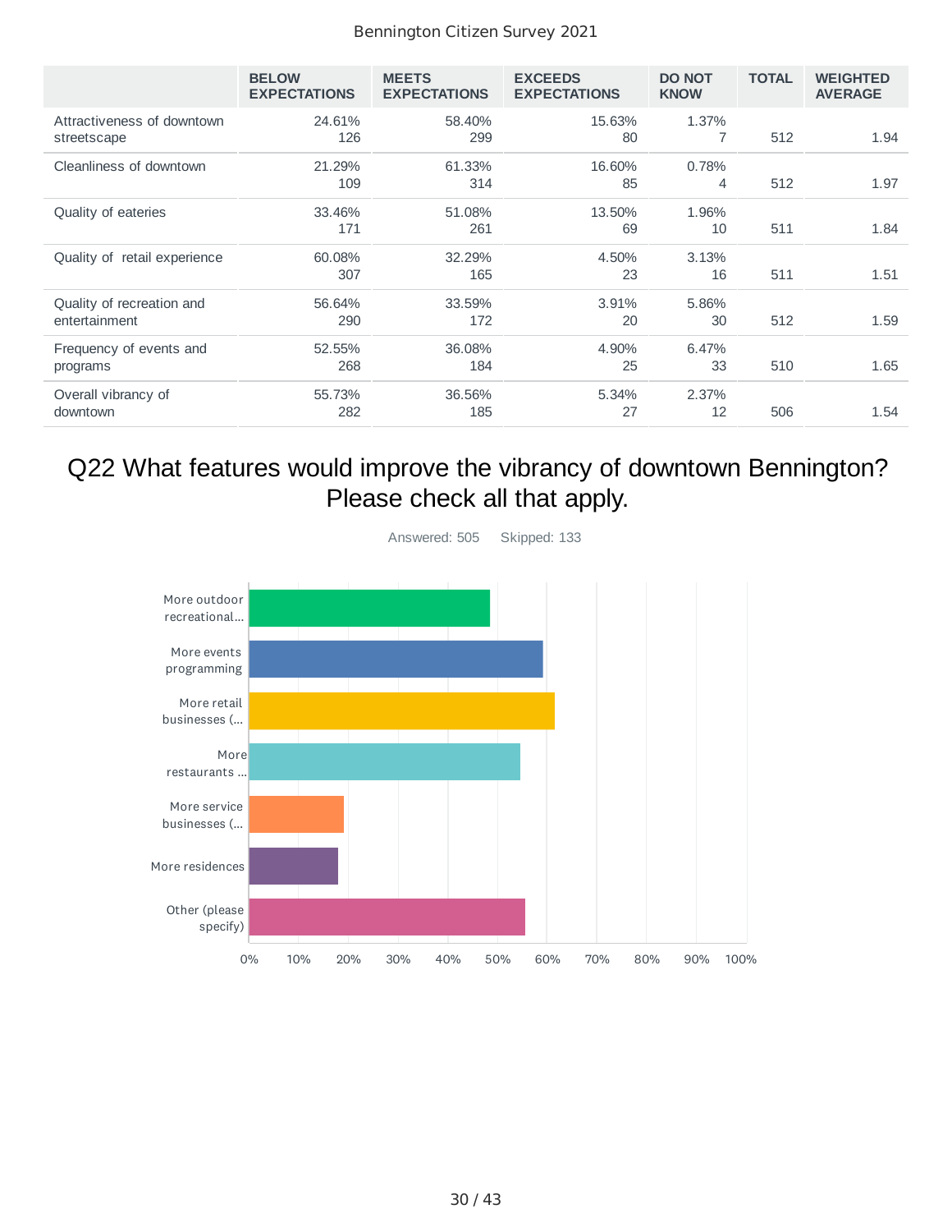| | BELOW EXPECTATIONS | MEETS EXPECTATIONS | EXCEEDS EXPECTATIONS | DO NOT KNOW | TOTAL | WEIGHTED AVERAGE |
|---|---|---|---|---|---|---|
| Attractiveness of downtown streetscape | 24.61% 126 | 58.40% 299 | 15.63% 80 | 1.37% 7 | 512 | 1.94 |
| Cleanliness of downtown | 21.29% 109 | 61.33% 314 | 16.60% 85 | 0.78% 4 | 512 | 1.97 |
| Quality of eateries | 33.46% 171 | 51.08% 261 | 13.50% 69 | 1.96% 10 | 511 | 1.84 |
| Quality of retail experience | 60.08% 307 | 32.29% 165 | 4.50% 23 | 3.13% 16 | 511 | 1.51 |
| Quality of recreation and entertainment | 56.64% 290 | 33.59% 172 | 3.91% 20 | 5.86% 30 | 512 | 1.59 |
| Frequency of events and programs | 52.55% 268 | 36.08% 184 | 4.90% 25 | 6.47% 33 | 510 | 1.65 |
| Overall vibrancy of downtown | 55.73% 282 | 36.56% 185 | 5.34% 27 | 2.37% 12 | 506 | 1.54 |

# Q22 What features would improve the vibrancy of downtown Bennington? Please check all that apply.

Answered: 505 Skipped: 133

- More outdoor recreational...
- More events programming
- More retail businesses (...
- More restaurants ...
- More service businesses (...
- More residences
- Other (please specify)

0% 10% 20% 30% 40% 50% 60% 70% 80% 90% 100%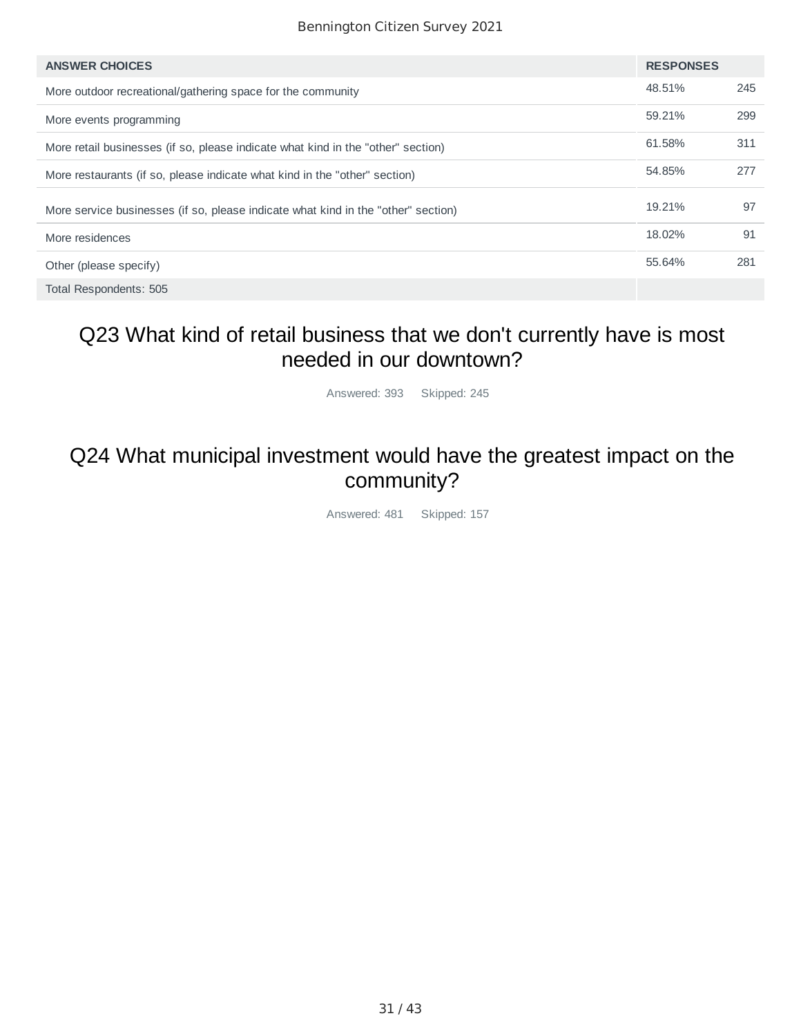| ANSWER CHOICES | RESPONSES | |
|---|---|---|
| More outdoor recreational/gathering space for the community | 48.51% | 245 |
| More events programming | 59.21% | 299 |
| More retail businesses (if so, please indicate what kind in the "other" section) | 61.58% | 311 |
| More restaurants (if so, please indicate what kind in the "other" section) | 54.85% | 277 |
| More service businesses (if so, please indicate what kind in the "other" section) | 19.21% | 97 |
| More residences | 18.02% | 91 |
| Other (please specify) | 55.64% | 281 |
| Total Respondents: 505 | | |

## Q23 What kind of retail business that we don't currently have is most needed in our downtown?

Answered: 393 Skipped: 245

## Q24 What municipal investment would have the greatest impact on the community?

Answered: 481 Skipped: 157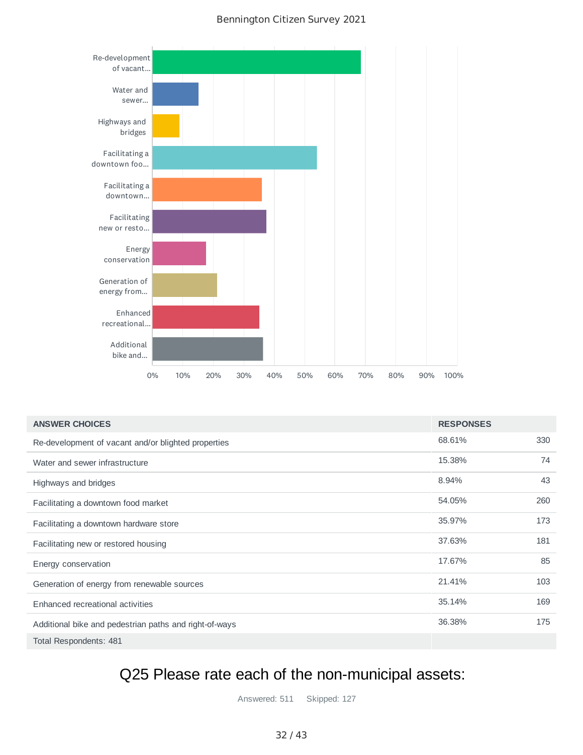| ANSWER CHOICES | RESPONSES | |
|---|---|---|
| Re-development of vacant and/or blighted properties | 68.61% | 330 |
| Water and sewer infrastructure | 15.38% | 74 |
| Highways and bridges | 8.94% | 43 |
| Facilitating a downtown food market | 54.05% | 260 |
| Facilitating a downtown hardware store | 35.97% | 173 |
| Facilitating new or restored housing | 37.63% | 181 |
| Energy conservation | 17.67% | 85 |
| Generation of energy from renewable sources | 21.41% | 103 |
| Enhanced recreational activities | 35.14% | 169 |
| Additional bike and pedestrian paths and right-of-ways | 36.38% | 175 |
| Total Respondents: 481 | | |

# Q25 Please rate each of the non-municipal assets:

Answered: 511 Skipped: 127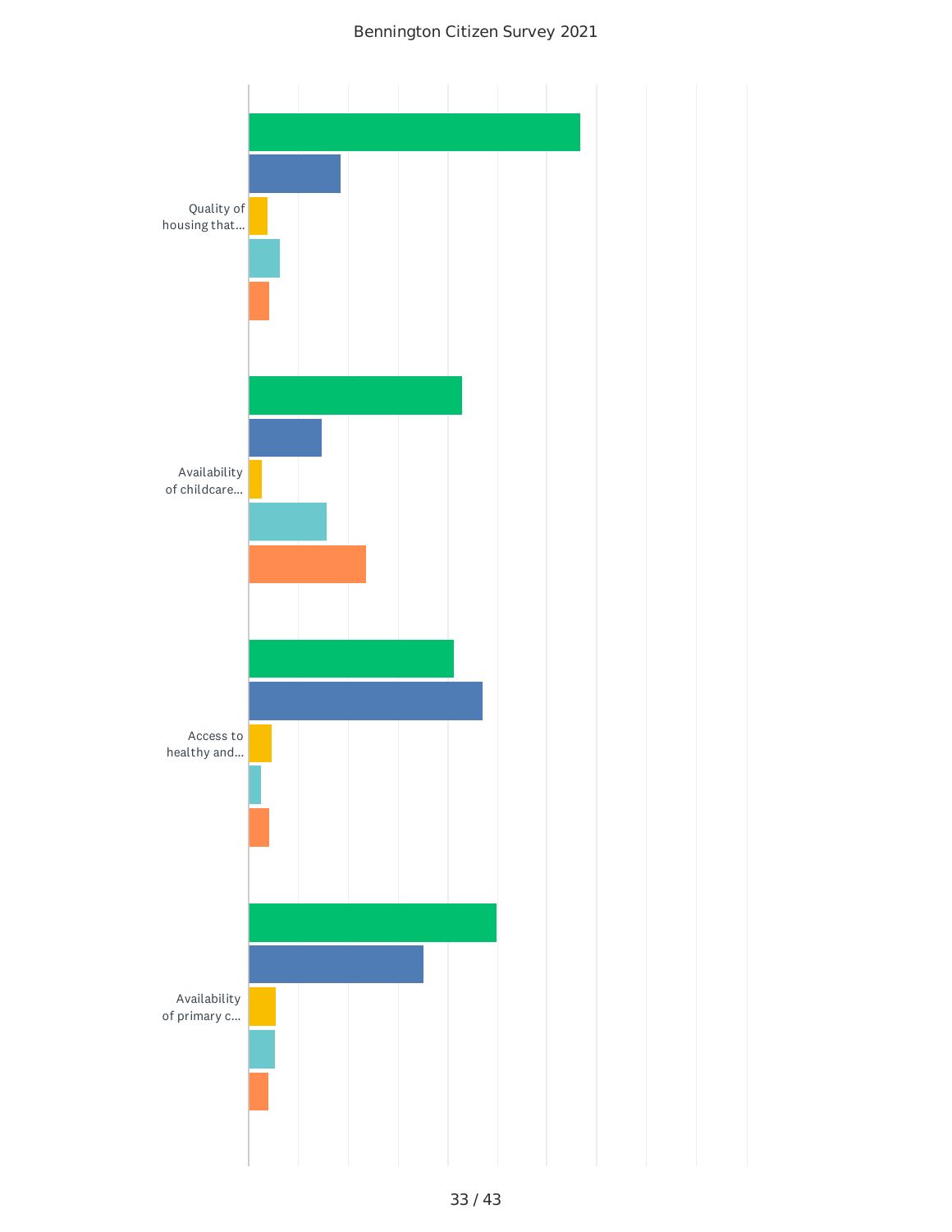Bennington Citizen Survey 2021

Quality of housing that...

Availability of childcare...

Access to healthy and...

Availability of primary c...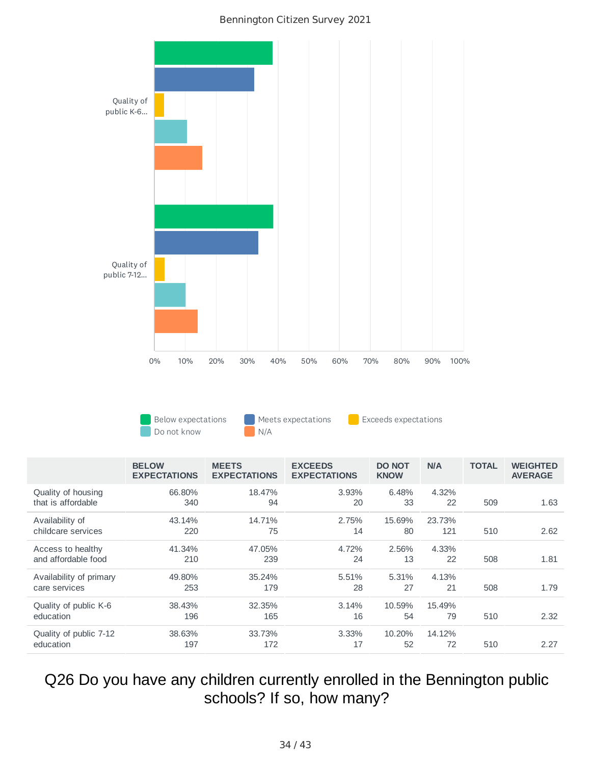Bennington Citizen Survey 2021

Quality of public K-6...

Quality of public 7-12...

0% 10% 20% 30% 40% 50% 60% 70% 80% 90% 100%

Below expectations | Meets expectations | Exceeds expectations | Do not know | N/A

| | BELOW EXPECTATIONS | MEETS EXPECTATIONS | EXCEEDS EXPECTATIONS | DO NOT KNOW | N/A | TOTAL | WEIGHTED AVERAGE |
|---|---|---|---|---|---|---|---|
| Quality of housing that is affordable | 66.80% 340 | 18.47% 94 | 3.93% 20 | 6.48% 33 | 4.32% 22 | 509 | 1.63 |
| Availability of childcare services | 43.14% 220 | 14.71% 75 | 2.75% 14 | 15.69% 80 | 23.73% 121 | 510 | 2.62 |
| Access to healthy and affordable food | 41.34% 210 | 47.05% 239 | 4.72% 24 | 2.56% 13 | 4.33% 22 | 508 | 1.81 |
| Availability of primary care services | 49.80% 253 | 35.24% 179 | 5.51% 28 | 5.31% 27 | 4.13% 21 | 508 | 1.79 |
| Quality of public K-6 education | 38.43% 196 | 32.35% 165 | 3.14% 16 | 10.59% 54 | 15.49% 79 | 510 | 2.32 |
| Quality of public 7-12 education | 38.63% 197 | 33.73% 172 | 3.33% 17 | 10.20% 52 | 14.12% 72 | 510 | 2.27 |

## Q26 Do you have any children currently enrolled in the Bennington public schools? If so, how many?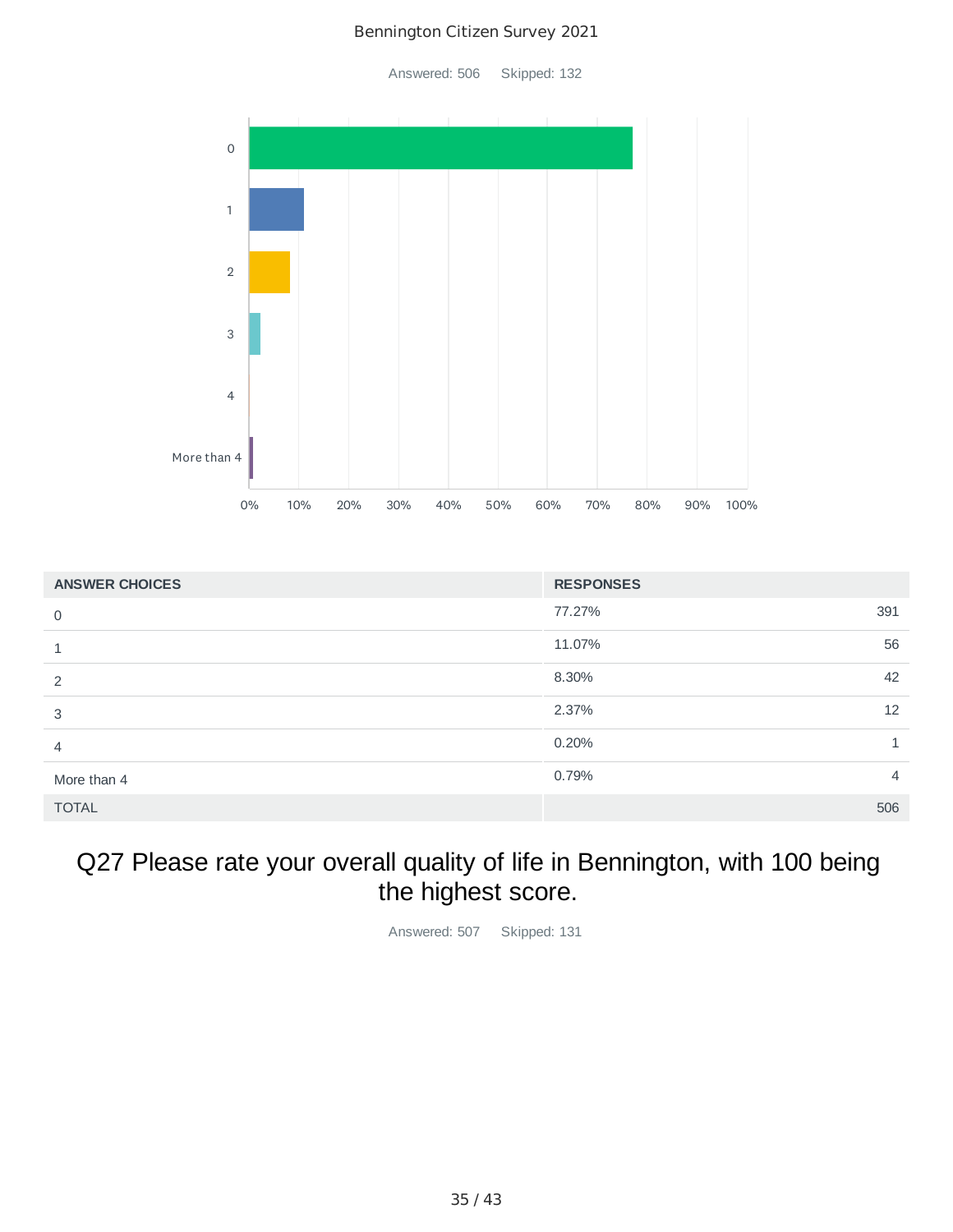Bennington Citizen Survey 2021

Answered: 506 Skipped: 132

| ANSWER CHOICES | RESPONSES | |
|---|---|---|
| 0 | 77.27% | 391 |
| 1 | 11.07% | 56 |
| 2 | 8.30% | 42 |
| 3 | 2.37% | 12 |
| 4 | 0.20% | 1 |
| More than 4 | 0.79% | 4 |
| TOTAL | | 506 |

## Q27 Please rate your overall quality of life in Bennington, with 100 being the highest score.

Answered: 507 Skipped: 131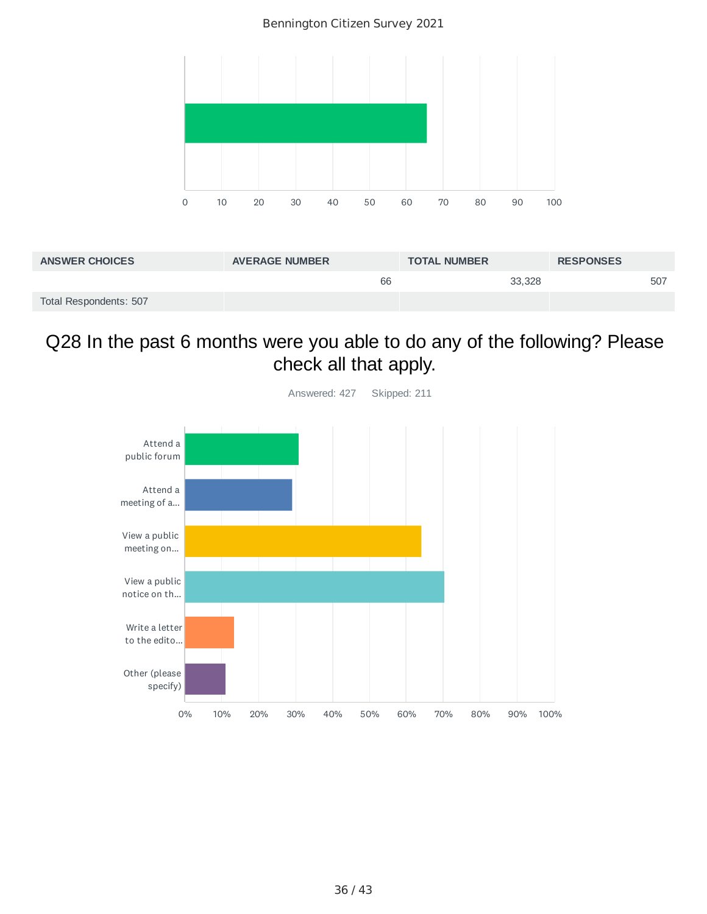| ANSWER CHOICES | AVERAGE NUMBER | TOTAL NUMBER | RESPONSES |
|---|---|---|---|
| | 66 | 33,328 | 507 |
| Total Respondents: 507 | | | |

## Q28 In the past 6 months were you able to do any of the following? Please check all that apply.

Answered: 427 Skipped: 211

- Attend a public forum
- Attend a meeting of a...
- View a public meeting on...
- View a public notice on th...
- Write a letter to the edito...
- Other (please specify)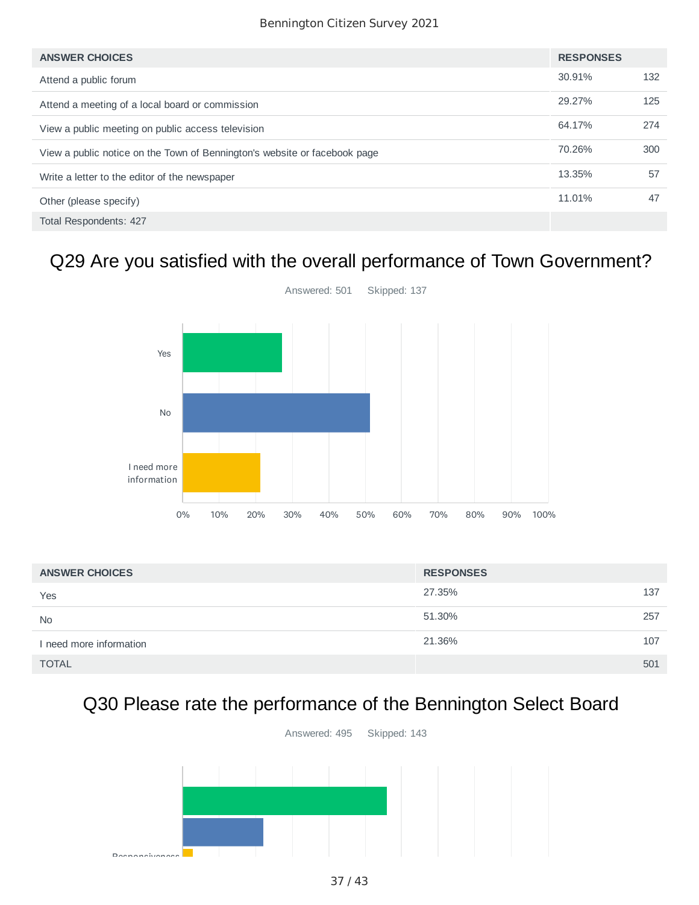| ANSWER CHOICES | RESPONSES | |
|---|---|---|
| Attend a public forum | 30.91% | 132 |
| Attend a meeting of a local board or commission | 29.27% | 125 |
| View a public meeting on public access television | 64.17% | 274 |
| View a public notice on the Town of Bennington's website or facebook page | 70.26% | 300 |
| Write a letter to the editor of the newspaper | 13.35% | 57 |
| Other (please specify) | 11.01% | 47 |
| Total Respondents: 427 | | |

## Q29 Are you satisfied with the overall performance of Town Government?

Answered: 501 Skipped: 137

| ANSWER CHOICES | RESPONSES | |
|---|---|---|
| Yes | 27.35% | 137 |
| No | 51.30% | 257 |
| I need more information | 21.36% | 107 |
| TOTAL | | 501 |

## Q30 Please rate the performance of the Bennington Select Board

Answered: 495 Skipped: 143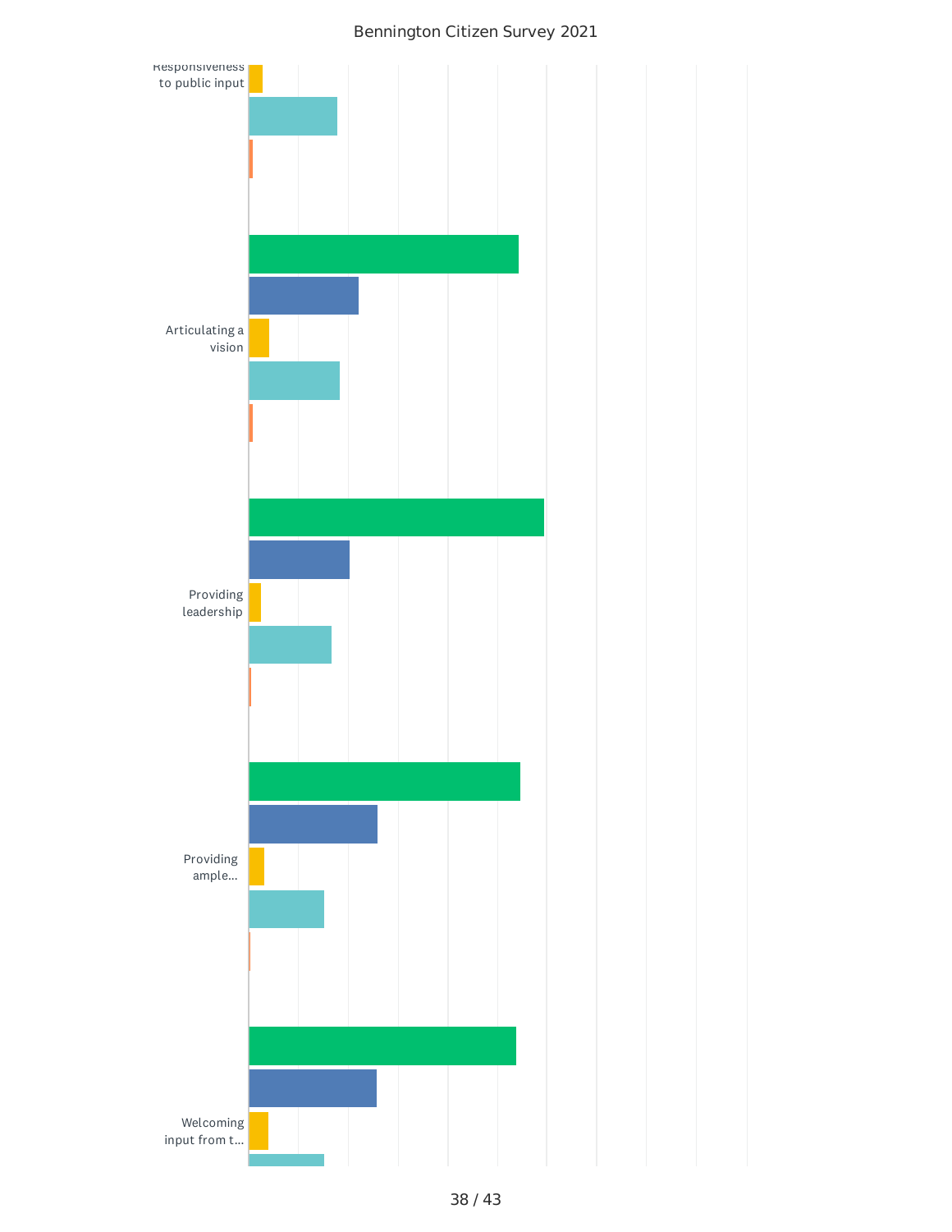# Bennington Citizen Survey 2021

Responsiveness to public input

Articulating a vision

Providing leadership

Providing ample...

Welcoming input from t...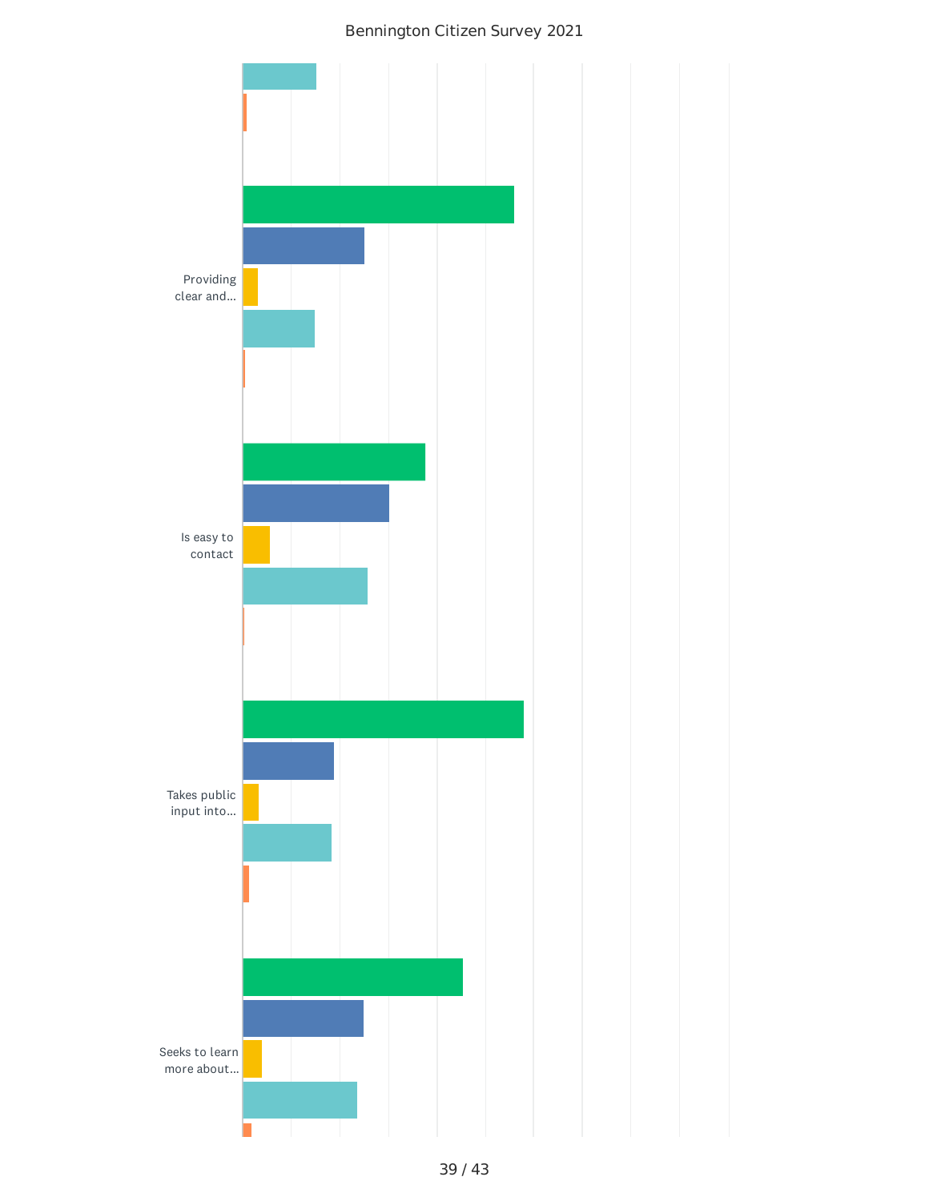Bennington Citizen Survey 2021

Providing clear and...

Is easy to contact

Takes public input into...

Seeks to learn more about...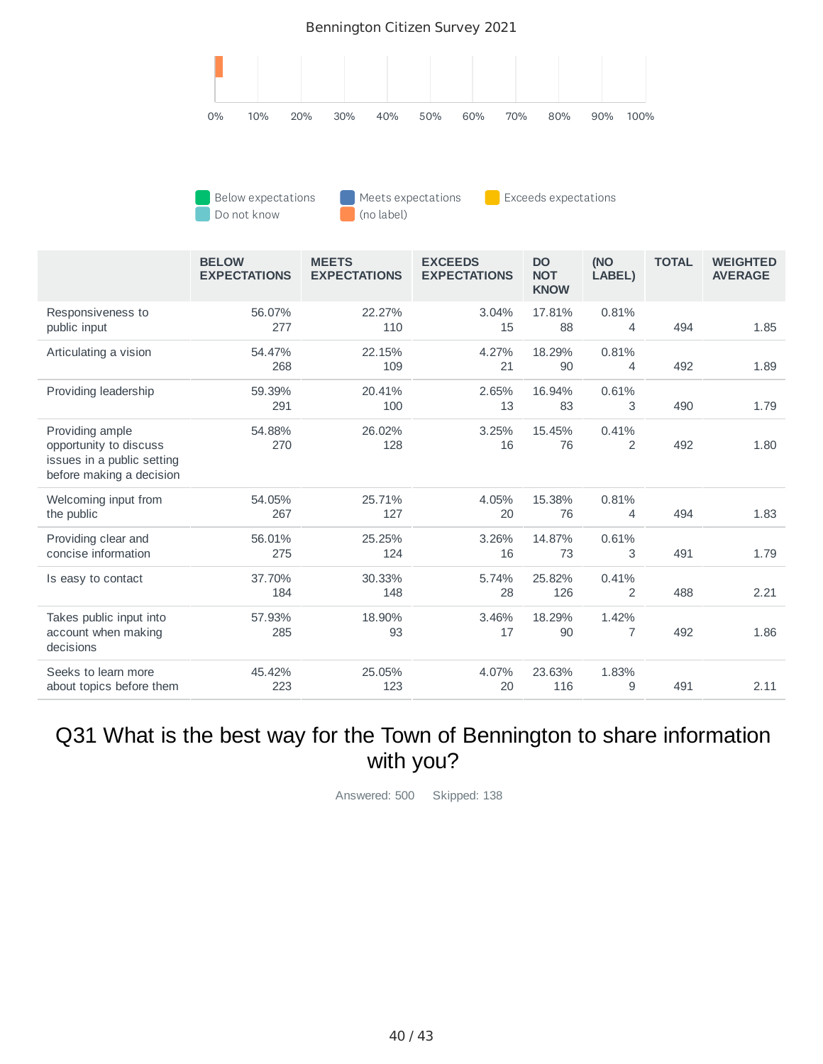Bennington Citizen Survey 2021

0% 10% 20% 30% 40% 50% 60% 70% 80% 90% 100%

Below expectations | Meets expectations | Exceeds expectations | Do not know | (no label)

| | BELOW EXPECTATIONS | MEETS EXPECTATIONS | EXCEEDS EXPECTATIONS | DO NOT KNOW | (NO LABEL) | TOTAL | WEIGHTED AVERAGE |
|---|---|---|---|---|---|---|---|
| Responsiveness to public input | 56.07% 277 | 22.27% 110 | 3.04% 15 | 17.81% 88 | 0.81% 4 | 494 | 1.85 |
| Articulating a vision | 54.47% 268 | 22.15% 109 | 4.27% 21 | 18.29% 90 | 0.81% 4 | 492 | 1.89 |
| Providing leadership | 59.39% 291 | 20.41% 100 | 2.65% 13 | 16.94% 83 | 0.61% 3 | 490 | 1.79 |
| Providing ample opportunity to discuss issues in a public setting before making a decision | 54.88% 270 | 26.02% 128 | 3.25% 16 | 15.45% 76 | 0.41% 2 | 492 | 1.80 |
| Welcoming input from the public | 54.05% 267 | 25.71% 127 | 4.05% 20 | 15.38% 76 | 0.81% 4 | 494 | 1.83 |
| Providing clear and concise information | 56.01% 275 | 25.25% 124 | 3.26% 16 | 14.87% 73 | 0.61% 3 | 491 | 1.79 |
| Is easy to contact | 37.70% 184 | 30.33% 148 | 5.74% 28 | 25.82% 126 | 0.41% 2 | 488 | 2.21 |
| Takes public input into account when making decisions | 57.93% 285 | 18.90% 93 | 3.46% 17 | 18.29% 90 | 1.42% 7 | 492 | 1.86 |
| Seeks to learn more about topics before them | 45.42% 223 | 25.05% 123 | 4.07% 20 | 23.63% 116 | 1.83% 9 | 491 | 2.11 |

# Q31 What is the best way for the Town of Bennington to share information with you?

Answered: 500 Skipped: 138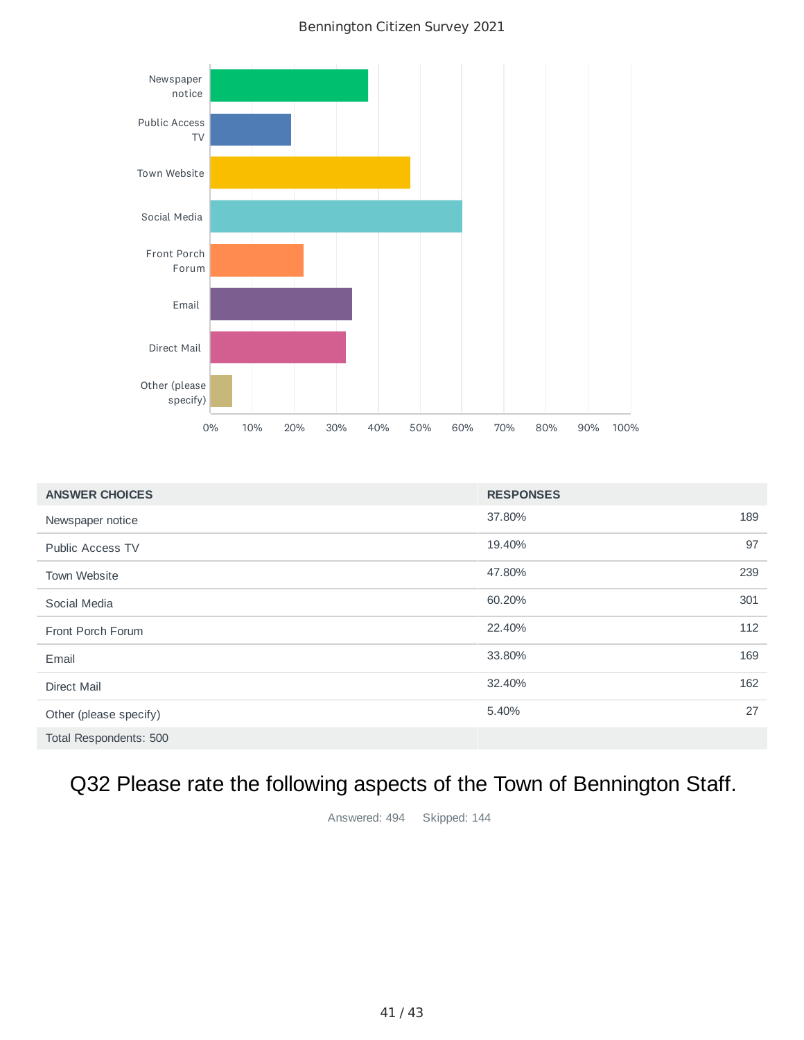Bennington Citizen Survey 2021

| ANSWER CHOICES | RESPONSES | |
|---|---|---|
| Newspaper notice | 37.80% | 189 |
| Public Access TV | 19.40% | 97 |
| Town Website | 47.80% | 239 |
| Social Media | 60.20% | 301 |
| Front Porch Forum | 22.40% | 112 |
| Email | 33.80% | 169 |
| Direct Mail | 32.40% | 162 |
| Other (please specify) | 5.40% | 27 |
| Total Respondents: 500 | | |

## Q32 Please rate the following aspects of the Town of Bennington Staff.

Answered: 494 Skipped: 144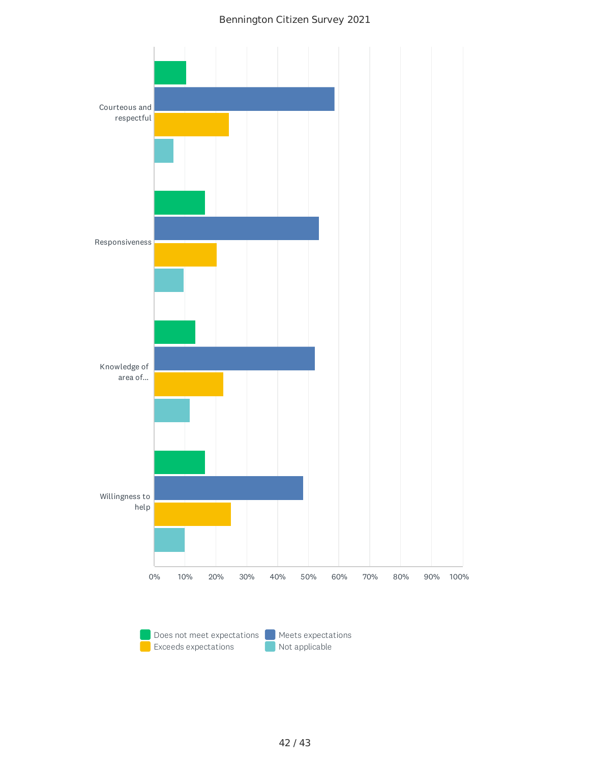Bennington Citizen Survey 2021

| | Does not meet expectations | Meets expectations | Exceeds expectations | Not applicable |
|---|---|---|---|---|
| Courteous and respectful | | | | |
| Responsiveness | | | | |
| Knowledge of area of... | | | | |
| Willingness to help | | | | |

0% 10% 20% 30% 40% 50% 60% 70% 80% 90% 100%

Does not meet expectations · Meets expectations · Exceeds expectations · Not applicable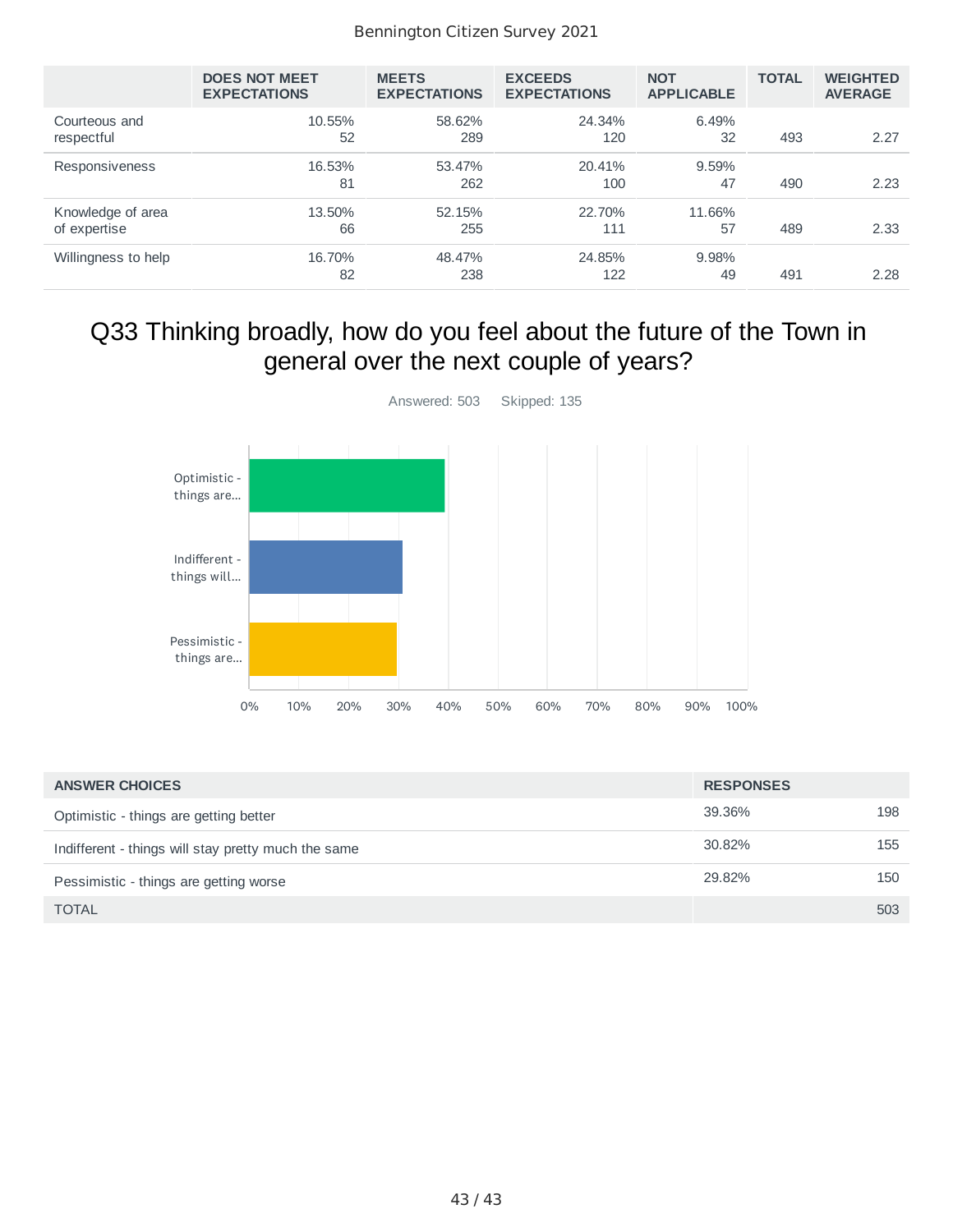| | DOES NOT MEET EXPECTATIONS | MEETS EXPECTATIONS | EXCEEDS EXPECTATIONS | NOT APPLICABLE | TOTAL | WEIGHTED AVERAGE |
|---|---|---|---|---|---|---|
| Courteous and respectful | 10.55% 52 | 58.62% 289 | 24.34% 120 | 6.49% 32 | 493 | 2.27 |
| Responsiveness | 16.53% 81 | 53.47% 262 | 20.41% 100 | 9.59% 47 | 490 | 2.23 |
| Knowledge of area of expertise | 13.50% 66 | 52.15% 255 | 22.70% 111 | 11.66% 57 | 489 | 2.33 |
| Willingness to help | 16.70% 82 | 48.47% 238 | 24.85% 122 | 9.98% 49 | 491 | 2.28 |

## Q33 Thinking broadly, how do you feel about the future of the Town in general over the next couple of years?

Answered: 503 Skipped: 135

Optimistic - things are...

Indifferent - things will...

Pessimistic - things are...

0% 10% 20% 30% 40% 50% 60% 70% 80% 90% 100%

| ANSWER CHOICES | RESPONSES | |
|---|---|---|
| Optimistic - things are getting better | 39.36% | 198 |
| Indifferent - things will stay pretty much the same | 30.82% | 155 |
| Pessimistic - things are getting worse | 29.82% | 150 |
| TOTAL | | 503 |